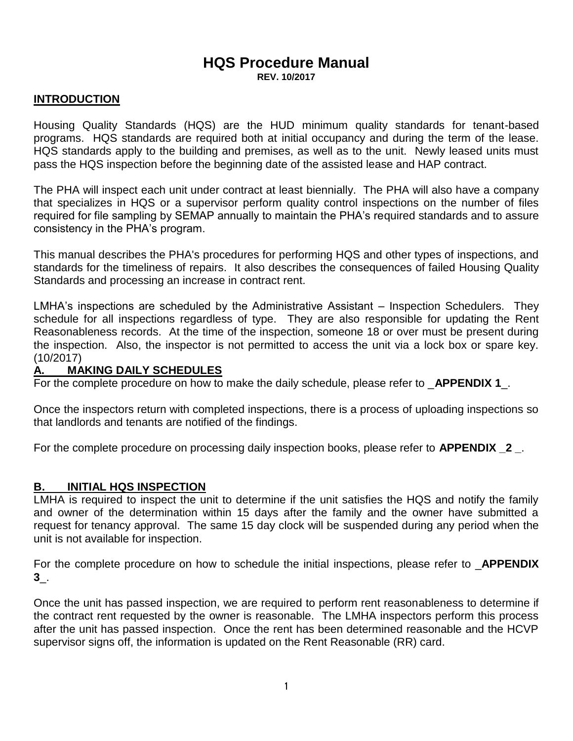# HQS Procedure Manual

**REV. 10/2017**

## INTRODUCTION

Housing Quality Standards (HQS) are the HUD minimum quality standards for tenant-based programs. HQS standards are required both at initial occupancy and during the term of the lease. HQS standards apply to the building and premises, as well as to the unit. Newly leased units must pass the HQS inspection before the beginning date of the assisted lease and HAP contract.

The PHA will inspect each unit under contract at least biennially. The PHA will also have a company that specializes in HQS or a supervisor perform quality control inspections on the number of files required for file sampling by SEMAP annually to maintain the PHA's required standards and to assure consistency in the PHA's program.

This manual describes the PHA's procedures for performing HQS and other types of inspections, and standards for the timeliness of repairs. It also describes the consequences of failed Housing Quality Standards and processing an increase in contract rent.

LMHA's inspections are scheduled by the Administrative Assistant – Inspection Schedulers. They schedule for all inspections regardless of type. They are also responsible for updating the Rent Reasonableness records. At the time of the inspection, someone 18 or over must be present during the inspection. Also, the inspector is not permitted to access the unit via a lock box or spare key. (10/2017)

## A. MAKING DAILY SCHEDULES

For the complete procedure on how to make the daily schedule, please refer to _**APPENDIX 1**_.

Once the inspectors return with completed inspections, there is a process of uploading inspections so that landlords and tenants are notified of the findings.

For the complete procedure on processing daily inspection books, please refer to **APPENDIX _2 _**.

## B. INITIAL HQS INSPECTION

LMHA is required to inspect the unit to determine if the unit satisfies the HQS and notify the family and owner of the determination within 15 days after the family and the owner have submitted a request for tenancy approval. The same 15 day clock will be suspended during any period when the unit is not available for inspection.

For the complete procedure on how to schedule the initial inspections, please refer to _**APPENDIX 3**_.

Once the unit has passed inspection, we are required to perform rent reasonableness to determine if the contract rent requested by the owner is reasonable. The LMHA inspectors perform this process after the unit has passed inspection. Once the rent has been determined reasonable and the HCVP supervisor signs off, the information is updated on the Rent Reasonable (RR) card.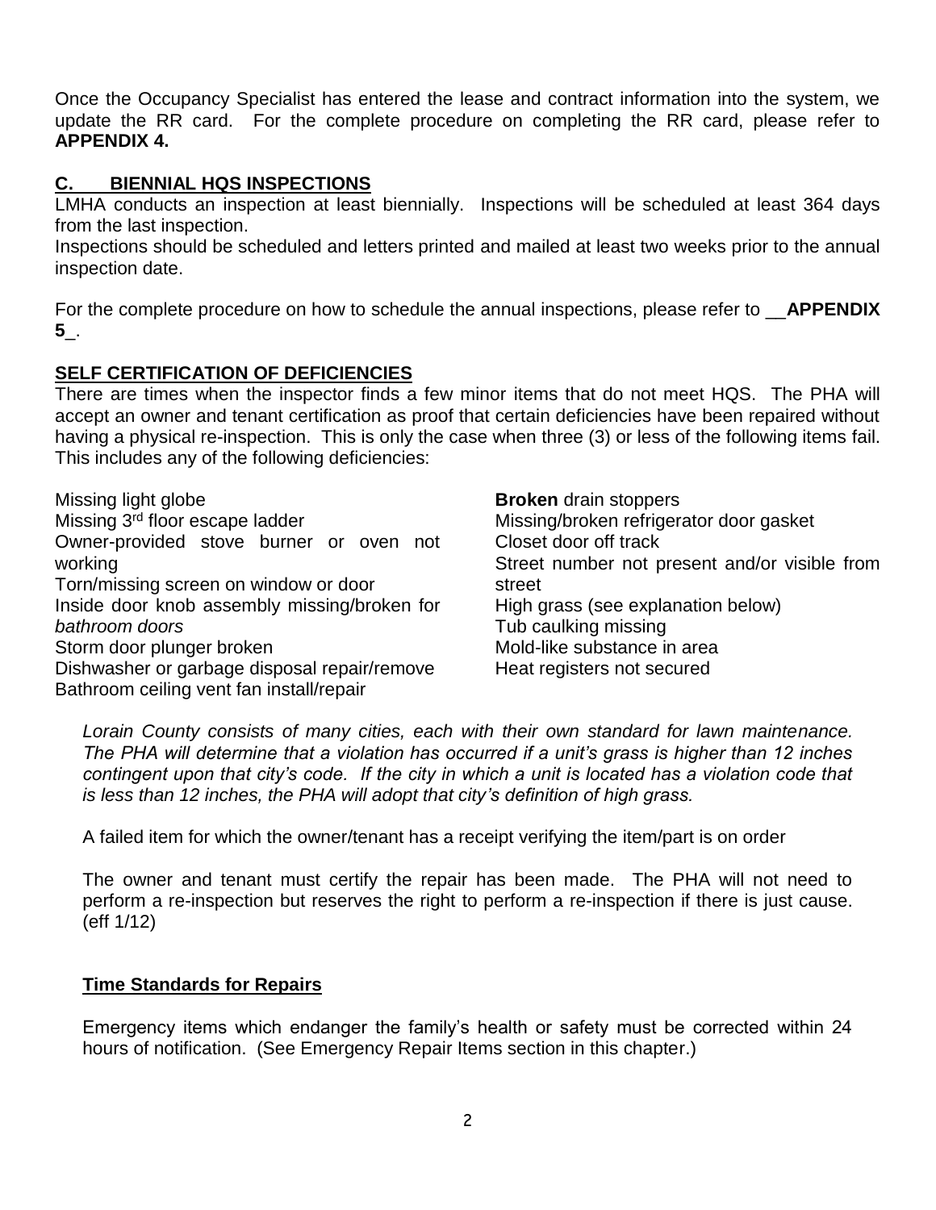Once the Occupancy Specialist has entered the lease and contract information into the system, we update the RR card. For the complete procedure on completing the RR card, please refer to **APPENDIX 4.**

## C. BIENNIAL HQS INSPECTIONS

LMHA conducts an inspection at least biennially. Inspections will be scheduled at least 364 days from the last inspection.

Inspections should be scheduled and letters printed and mailed at least two weeks prior to the annual inspection date.

For the complete procedure on how to schedule the annual inspections, please refer to __**APPENDIX 5**_.

## SELF CERTIFICATION OF DEFICIENCIES

There are times when the inspector finds a few minor items that do not meet HQS. The PHA will accept an owner and tenant certification as proof that certain deficiencies have been repaired without having a physical re-inspection. This is only the case when three (3) or less of the following items fail. This includes any of the following deficiencies:

Missing light globe
Missing 3rd floor escape ladder
Owner-provided stove burner or oven not working
Torn/missing screen on window or door
Inside door knob assembly missing/broken for *bathroom doors*
Storm door plunger broken
Dishwasher or garbage disposal repair/remove
Bathroom ceiling vent fan install/repair
**Broken** drain stoppers
Missing/broken refrigerator door gasket
Closet door off track
Street number not present and/or visible from street
High grass (see explanation below)
Tub caulking missing
Mold-like substance in area
Heat registers not secured

*Lorain County consists of many cities, each with their own standard for lawn maintenance. The PHA will determine that a violation has occurred if a unit's grass is higher than 12 inches contingent upon that city's code. If the city in which a unit is located has a violation code that is less than 12 inches, the PHA will adopt that city's definition of high grass.*

A failed item for which the owner/tenant has a receipt verifying the item/part is on order

The owner and tenant must certify the repair has been made. The PHA will not need to perform a re-inspection but reserves the right to perform a re-inspection if there is just cause. (eff 1/12)

## Time Standards for Repairs

Emergency items which endanger the family's health or safety must be corrected within 24 hours of notification. (See Emergency Repair Items section in this chapter.)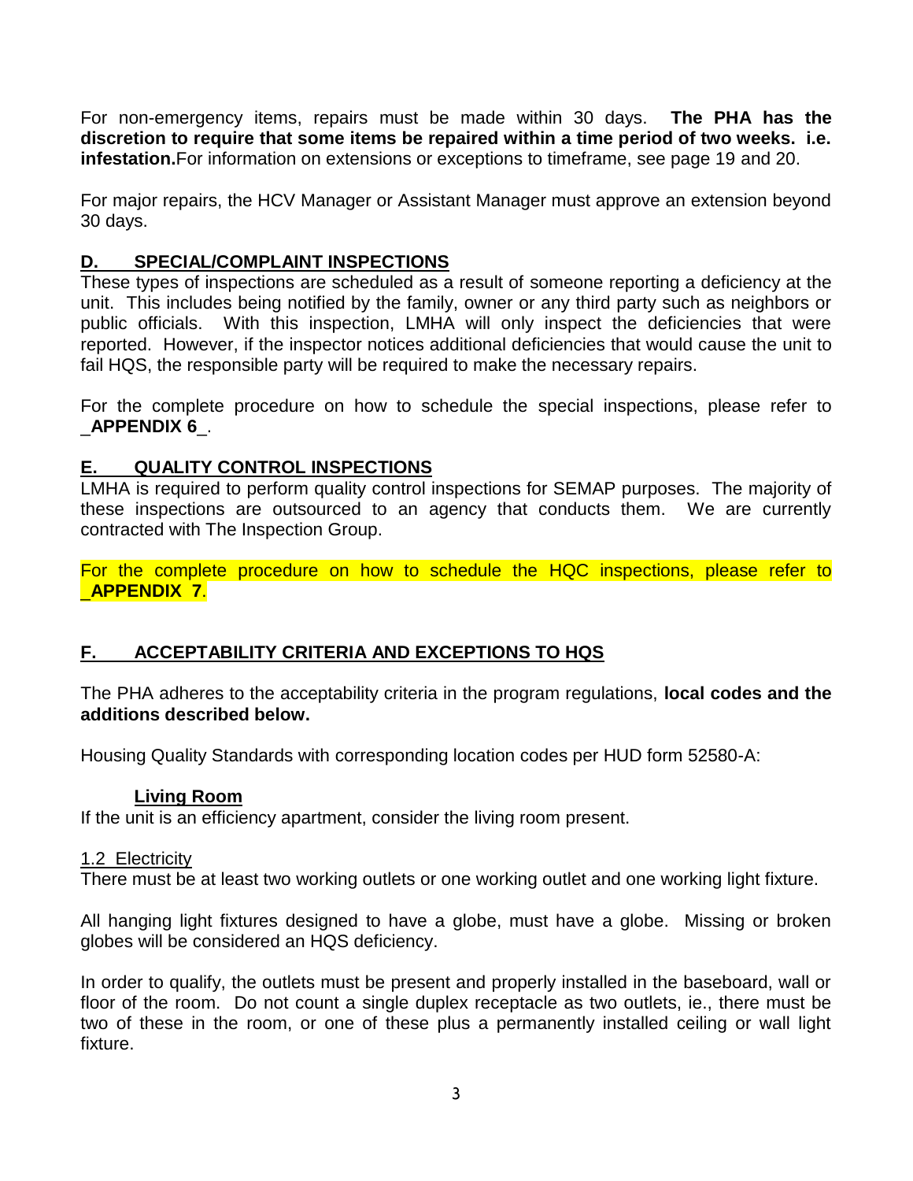For non-emergency items, repairs must be made within 30 days. **The PHA has the discretion to require that some items be repaired within a time period of two weeks. i.e. infestation.** For information on extensions or exceptions to timeframe, see page 19 and 20.

For major repairs, the HCV Manager or Assistant Manager must approve an extension beyond 30 days.

## D. SPECIAL/COMPLAINT INSPECTIONS

These types of inspections are scheduled as a result of someone reporting a deficiency at the unit. This includes being notified by the family, owner or any third party such as neighbors or public officials. With this inspection, LMHA will only inspect the deficiencies that were reported. However, if the inspector notices additional deficiencies that would cause the unit to fail HQS, the responsible party will be required to make the necessary repairs.

For the complete procedure on how to schedule the special inspections, please refer to _**APPENDIX 6**_.

## E. QUALITY CONTROL INSPECTIONS

LMHA is required to perform quality control inspections for SEMAP purposes. The majority of these inspections are outsourced to an agency that conducts them. We are currently contracted with The Inspection Group.

For the complete procedure on how to schedule the HQC inspections, please refer to _**APPENDIX 7**.

## F. ACCEPTABILITY CRITERIA AND EXCEPTIONS TO HQS

The PHA adheres to the acceptability criteria in the program regulations, **local codes and the additions described below.**

Housing Quality Standards with corresponding location codes per HUD form 52580-A:

### Living Room

If the unit is an efficiency apartment, consider the living room present.

1.2 Electricity

There must be at least two working outlets or one working outlet and one working light fixture.

All hanging light fixtures designed to have a globe, must have a globe. Missing or broken globes will be considered an HQS deficiency.

In order to qualify, the outlets must be present and properly installed in the baseboard, wall or floor of the room. Do not count a single duplex receptacle as two outlets, ie., there must be two of these in the room, or one of these plus a permanently installed ceiling or wall light fixture.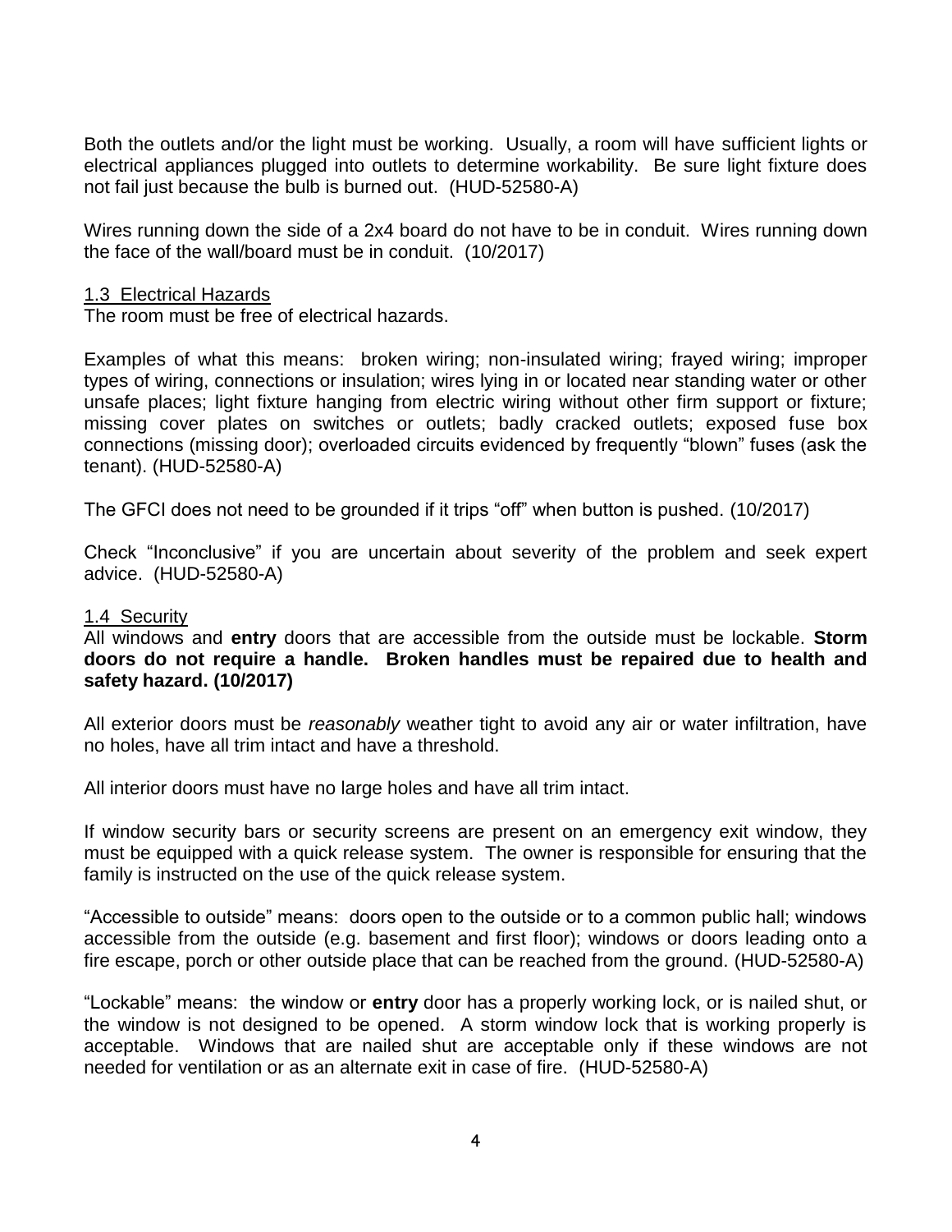Both the outlets and/or the light must be working. Usually, a room will have sufficient lights or electrical appliances plugged into outlets to determine workability. Be sure light fixture does not fail just because the bulb is burned out. (HUD-52580-A)

Wires running down the side of a 2x4 board do not have to be in conduit. Wires running down the face of the wall/board must be in conduit. (10/2017)

## 1.3 Electrical Hazards

The room must be free of electrical hazards.

Examples of what this means: broken wiring; non-insulated wiring; frayed wiring; improper types of wiring, connections or insulation; wires lying in or located near standing water or other unsafe places; light fixture hanging from electric wiring without other firm support or fixture; missing cover plates on switches or outlets; badly cracked outlets; exposed fuse box connections (missing door); overloaded circuits evidenced by frequently "blown" fuses (ask the tenant). (HUD-52580-A)

The GFCI does not need to be grounded if it trips "off" when button is pushed. (10/2017)

Check "Inconclusive" if you are uncertain about severity of the problem and seek expert advice. (HUD-52580-A)

## 1.4 Security

All windows and **entry** doors that are accessible from the outside must be lockable. **Storm doors do not require a handle. Broken handles must be repaired due to health and safety hazard. (10/2017)**

All exterior doors must be *reasonably* weather tight to avoid any air or water infiltration, have no holes, have all trim intact and have a threshold.

All interior doors must have no large holes and have all trim intact.

If window security bars or security screens are present on an emergency exit window, they must be equipped with a quick release system. The owner is responsible for ensuring that the family is instructed on the use of the quick release system.

"Accessible to outside" means: doors open to the outside or to a common public hall; windows accessible from the outside (e.g. basement and first floor); windows or doors leading onto a fire escape, porch or other outside place that can be reached from the ground. (HUD-52580-A)

"Lockable" means: the window or **entry** door has a properly working lock, or is nailed shut, or the window is not designed to be opened. A storm window lock that is working properly is acceptable. Windows that are nailed shut are acceptable only if these windows are not needed for ventilation or as an alternate exit in case of fire. (HUD-52580-A)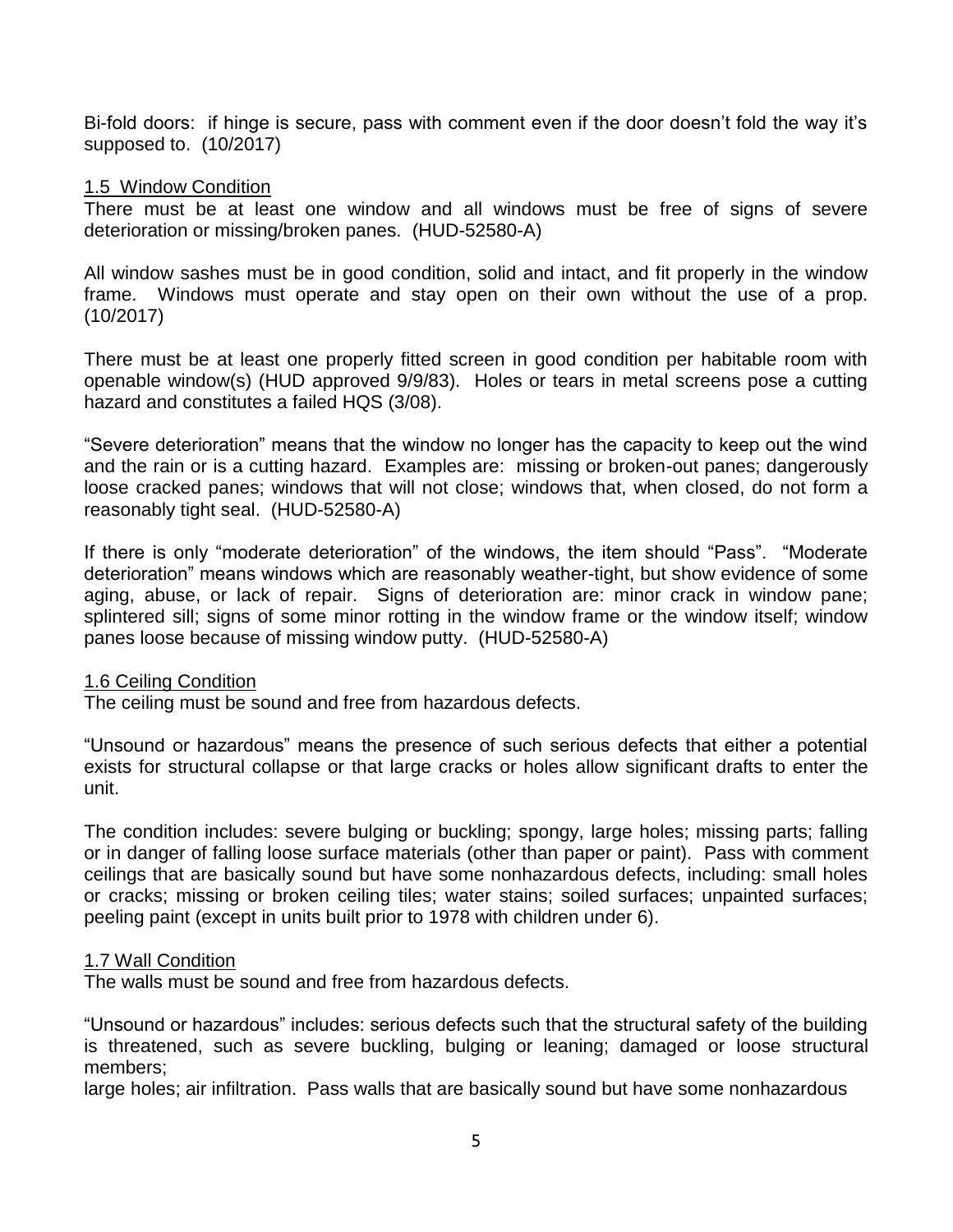Bi-fold doors: if hinge is secure, pass with comment even if the door doesn't fold the way it's supposed to. (10/2017)

## 1.5 Window Condition

There must be at least one window and all windows must be free of signs of severe deterioration or missing/broken panes. (HUD-52580-A)

All window sashes must be in good condition, solid and intact, and fit properly in the window frame. Windows must operate and stay open on their own without the use of a prop. (10/2017)

There must be at least one properly fitted screen in good condition per habitable room with openable window(s) (HUD approved 9/9/83). Holes or tears in metal screens pose a cutting hazard and constitutes a failed HQS (3/08).

"Severe deterioration" means that the window no longer has the capacity to keep out the wind and the rain or is a cutting hazard. Examples are: missing or broken-out panes; dangerously loose cracked panes; windows that will not close; windows that, when closed, do not form a reasonably tight seal. (HUD-52580-A)

If there is only "moderate deterioration" of the windows, the item should "Pass". "Moderate deterioration" means windows which are reasonably weather-tight, but show evidence of some aging, abuse, or lack of repair. Signs of deterioration are: minor crack in window pane; splintered sill; signs of some minor rotting in the window frame or the window itself; window panes loose because of missing window putty. (HUD-52580-A)

## 1.6 Ceiling Condition

The ceiling must be sound and free from hazardous defects.

"Unsound or hazardous" means the presence of such serious defects that either a potential exists for structural collapse or that large cracks or holes allow significant drafts to enter the unit.

The condition includes: severe bulging or buckling; spongy, large holes; missing parts; falling or in danger of falling loose surface materials (other than paper or paint). Pass with comment ceilings that are basically sound but have some nonhazardous defects, including: small holes or cracks; missing or broken ceiling tiles; water stains; soiled surfaces; unpainted surfaces; peeling paint (except in units built prior to 1978 with children under 6).

## 1.7 Wall Condition

The walls must be sound and free from hazardous defects.

"Unsound or hazardous" includes: serious defects such that the structural safety of the building is threatened, such as severe buckling, bulging or leaning; damaged or loose structural members;
large holes; air infiltration. Pass walls that are basically sound but have some nonhazardous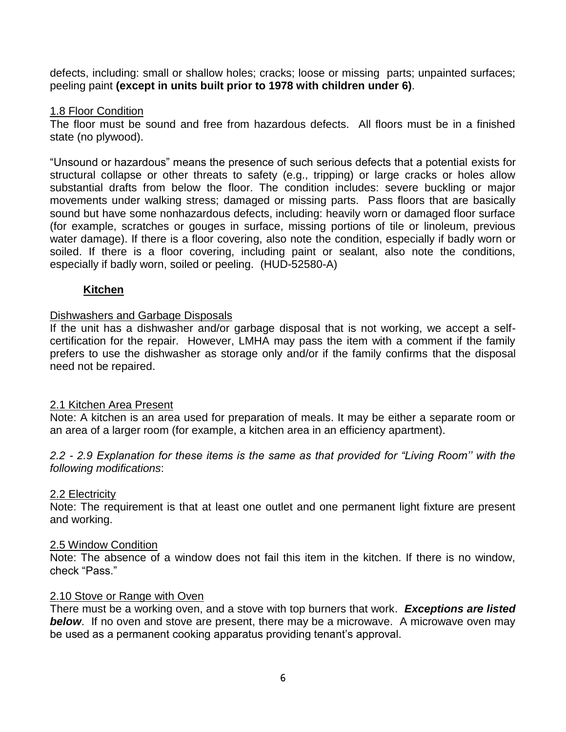defects, including: small or shallow holes; cracks; loose or missing parts; unpainted surfaces; peeling paint **(except in units built prior to 1978 with children under 6)**.

1.8 Floor Condition

The floor must be sound and free from hazardous defects. All floors must be in a finished state (no plywood).

"Unsound or hazardous" means the presence of such serious defects that a potential exists for structural collapse or other threats to safety (e.g., tripping) or large cracks or holes allow substantial drafts from below the floor. The condition includes: severe buckling or major movements under walking stress; damaged or missing parts. Pass floors that are basically sound but have some nonhazardous defects, including: heavily worn or damaged floor surface (for example, scratches or gouges in surface, missing portions of tile or linoleum, previous water damage). If there is a floor covering, also note the condition, especially if badly worn or soiled. If there is a floor covering, including paint or sealant, also note the conditions, especially if badly worn, soiled or peeling. (HUD-52580-A)

## **Kitchen**

Dishwashers and Garbage Disposals

If the unit has a dishwasher and/or garbage disposal that is not working, we accept a self-certification for the repair. However, LMHA may pass the item with a comment if the family prefers to use the dishwasher as storage only and/or if the family confirms that the disposal need not be repaired.

2.1 Kitchen Area Present

Note: A kitchen is an area used for preparation of meals. It may be either a separate room or an area of a larger room (for example, a kitchen area in an efficiency apartment).

*2.2 - 2.9 Explanation for these items is the same as that provided for "Living Room'' with the following modifications*:

2.2 Electricity

Note: The requirement is that at least one outlet and one permanent light fixture are present and working.

2.5 Window Condition

Note: The absence of a window does not fail this item in the kitchen. If there is no window, check "Pass."

2.10 Stove or Range with Oven

There must be a working oven, and a stove with top burners that work. ***Exceptions are listed below***. If no oven and stove are present, there may be a microwave. A microwave oven may be used as a permanent cooking apparatus providing tenant's approval.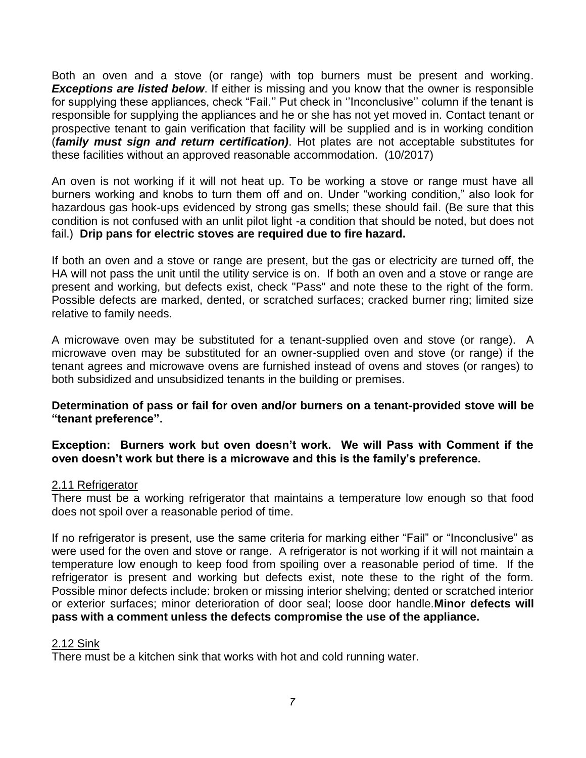Both an oven and a stove (or range) with top burners must be present and working. ***Exceptions are listed below***. If either is missing and you know that the owner is responsible for supplying these appliances, check "Fail.'' Put check in ''Inconclusive'' column if the tenant is responsible for supplying the appliances and he or she has not yet moved in. Contact tenant or prospective tenant to gain verification that facility will be supplied and is in working condition (***family must sign and return certification)***. Hot plates are not acceptable substitutes for these facilities without an approved reasonable accommodation. (10/2017)

An oven is not working if it will not heat up. To be working a stove or range must have all burners working and knobs to turn them off and on. Under "working condition," also look for hazardous gas hook-ups evidenced by strong gas smells; these should fail. (Be sure that this condition is not confused with an unlit pilot light -a condition that should be noted, but does not fail.) **Drip pans for electric stoves are required due to fire hazard.**

If both an oven and a stove or range are present, but the gas or electricity are turned off, the HA will not pass the unit until the utility service is on. If both an oven and a stove or range are present and working, but defects exist, check "Pass" and note these to the right of the form. Possible defects are marked, dented, or scratched surfaces; cracked burner ring; limited size relative to family needs.

A microwave oven may be substituted for a tenant-supplied oven and stove (or range). A microwave oven may be substituted for an owner-supplied oven and stove (or range) if the tenant agrees and microwave ovens are furnished instead of ovens and stoves (or ranges) to both subsidized and unsubsidized tenants in the building or premises.

**Determination of pass or fail for oven and/or burners on a tenant-provided stove will be "tenant preference".**

**Exception: Burners work but oven doesn't work. We will Pass with Comment if the oven doesn't work but there is a microwave and this is the family's preference.**

## 2.11 Refrigerator

There must be a working refrigerator that maintains a temperature low enough so that food does not spoil over a reasonable period of time.

If no refrigerator is present, use the same criteria for marking either "Fail" or "Inconclusive" as were used for the oven and stove or range. A refrigerator is not working if it will not maintain a temperature low enough to keep food from spoiling over a reasonable period of time. If the refrigerator is present and working but defects exist, note these to the right of the form. Possible minor defects include: broken or missing interior shelving; dented or scratched interior or exterior surfaces; minor deterioration of door seal; loose door handle. **Minor defects will pass with a comment unless the defects compromise the use of the appliance.**

## 2.12 Sink

There must be a kitchen sink that works with hot and cold running water.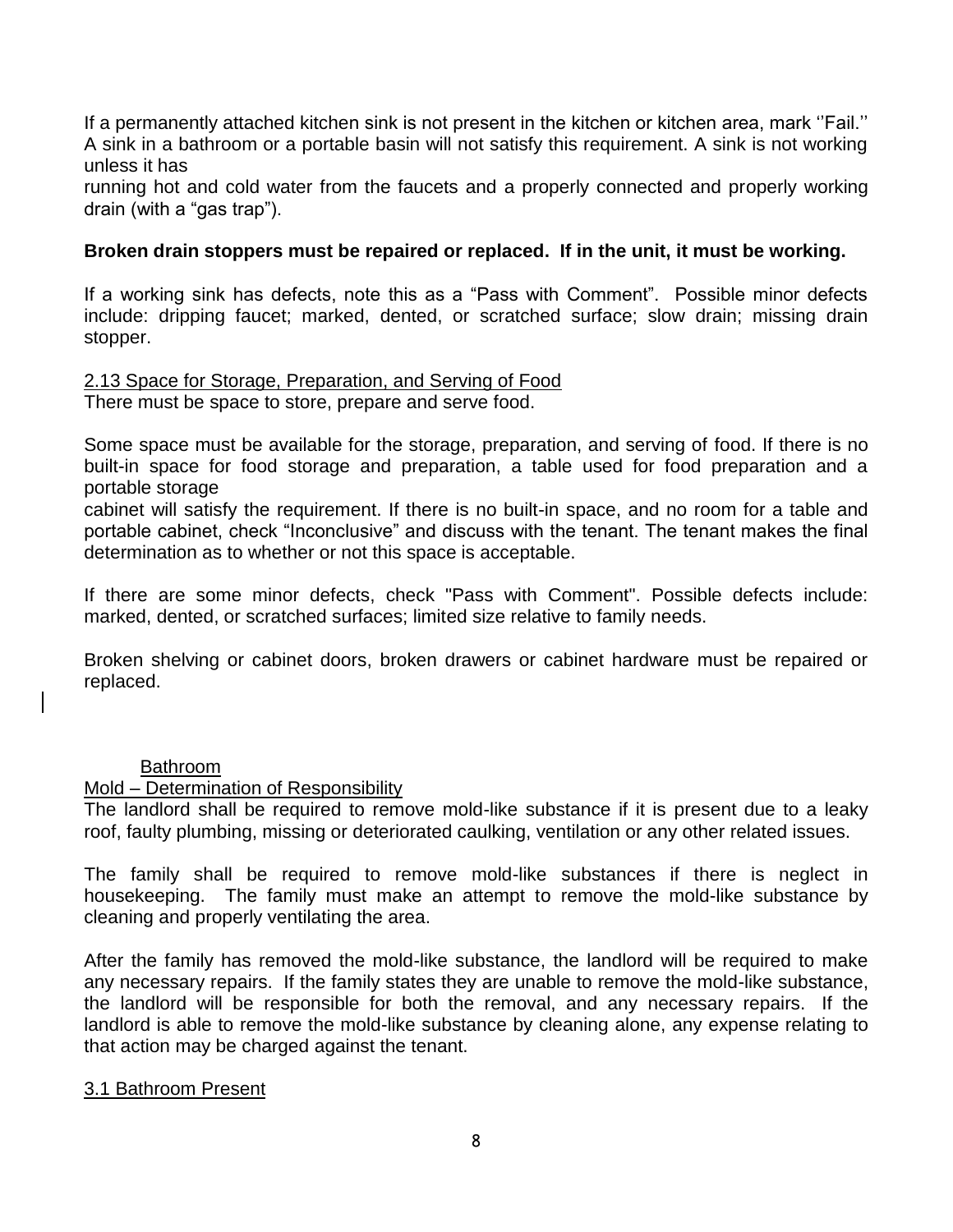If a permanently attached kitchen sink is not present in the kitchen or kitchen area, mark ''Fail.'' A sink in a bathroom or a portable basin will not satisfy this requirement. A sink is not working unless it has running hot and cold water from the faucets and a properly connected and properly working drain (with a "gas trap").

**Broken drain stoppers must be repaired or replaced. If in the unit, it must be working.**

If a working sink has defects, note this as a "Pass with Comment". Possible minor defects include: dripping faucet; marked, dented, or scratched surface; slow drain; missing drain stopper.

2.13 Space for Storage, Preparation, and Serving of Food

There must be space to store, prepare and serve food.

Some space must be available for the storage, preparation, and serving of food. If there is no built-in space for food storage and preparation, a table used for food preparation and a portable storage cabinet will satisfy the requirement. If there is no built-in space, and no room for a table and portable cabinet, check "Inconclusive" and discuss with the tenant. The tenant makes the final determination as to whether or not this space is acceptable.

If there are some minor defects, check "Pass with Comment". Possible defects include: marked, dented, or scratched surfaces; limited size relative to family needs.

Broken shelving or cabinet doors, broken drawers or cabinet hardware must be repaired or replaced.

## Bathroom

Mold – Determination of Responsibility

The landlord shall be required to remove mold-like substance if it is present due to a leaky roof, faulty plumbing, missing or deteriorated caulking, ventilation or any other related issues.

The family shall be required to remove mold-like substances if there is neglect in housekeeping. The family must make an attempt to remove the mold-like substance by cleaning and properly ventilating the area.

After the family has removed the mold-like substance, the landlord will be required to make any necessary repairs. If the family states they are unable to remove the mold-like substance, the landlord will be responsible for both the removal, and any necessary repairs. If the landlord is able to remove the mold-like substance by cleaning alone, any expense relating to that action may be charged against the tenant.

3.1 Bathroom Present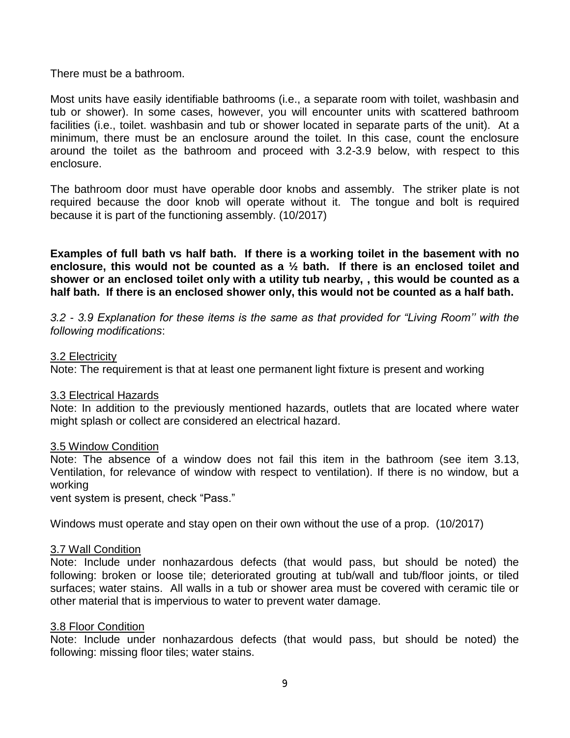There must be a bathroom.

Most units have easily identifiable bathrooms (i.e., a separate room with toilet, washbasin and tub or shower). In some cases, however, you will encounter units with scattered bathroom facilities (i.e., toilet. washbasin and tub or shower located in separate parts of the unit). At a minimum, there must be an enclosure around the toilet. In this case, count the enclosure around the toilet as the bathroom and proceed with 3.2-3.9 below, with respect to this enclosure.

The bathroom door must have operable door knobs and assembly. The striker plate is not required because the door knob will operate without it. The tongue and bolt is required because it is part of the functioning assembly. (10/2017)

**Examples of full bath vs half bath. If there is a working toilet in the basement with no enclosure, this would not be counted as a ½ bath. If there is an enclosed toilet and shower or an enclosed toilet only with a utility tub nearby, , this would be counted as a half bath. If there is an enclosed shower only, this would not be counted as a half bath.**

*3.2 - 3.9 Explanation for these items is the same as that provided for "Living Room'' with the following modifications*:

<u>3.2 Electricity</u>

Note: The requirement is that at least one permanent light fixture is present and working

<u>3.3 Electrical Hazards</u>

Note: In addition to the previously mentioned hazards, outlets that are located where water might splash or collect are considered an electrical hazard.

<u>3.5 Window Condition</u>

Note: The absence of a window does not fail this item in the bathroom (see item 3.13, Ventilation, for relevance of window with respect to ventilation). If there is no window, but a working
vent system is present, check "Pass."

Windows must operate and stay open on their own without the use of a prop. (10/2017)

<u>3.7 Wall Condition</u>

Note: Include under nonhazardous defects (that would pass, but should be noted) the following: broken or loose tile; deteriorated grouting at tub/wall and tub/floor joints, or tiled surfaces; water stains. All walls in a tub or shower area must be covered with ceramic tile or other material that is impervious to water to prevent water damage.

<u>3.8 Floor Condition</u>

Note: Include under nonhazardous defects (that would pass, but should be noted) the following: missing floor tiles; water stains.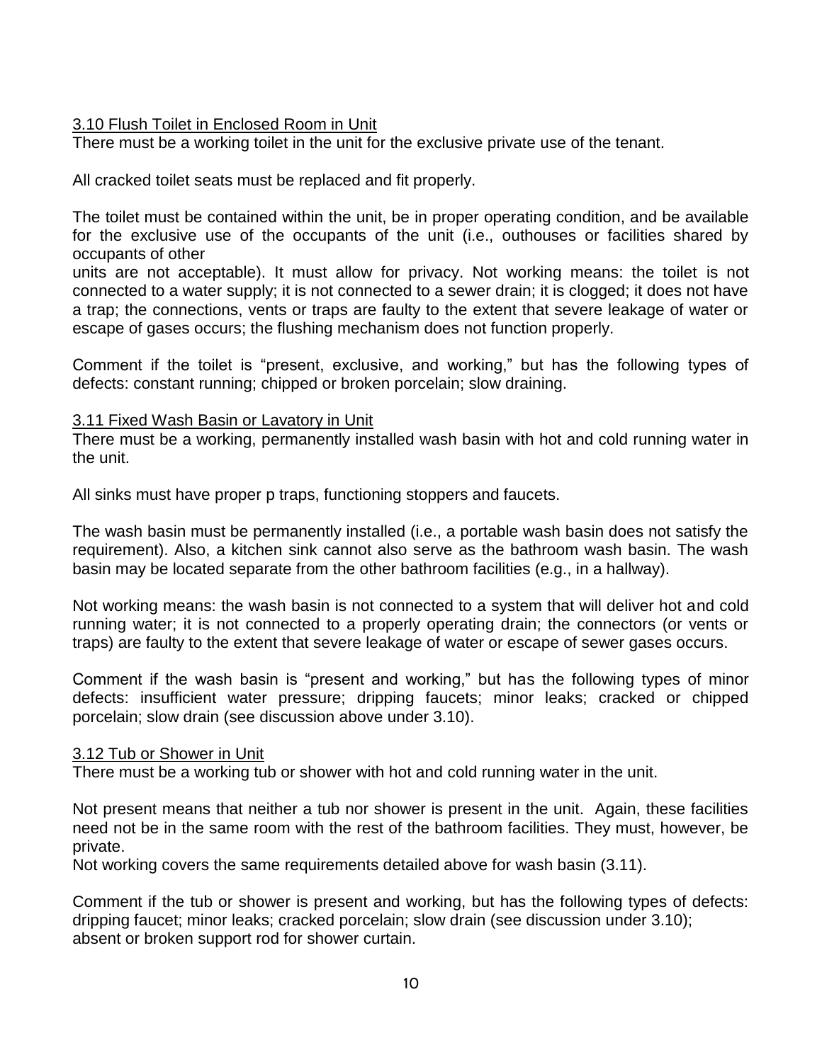### 3.10 Flush Toilet in Enclosed Room in Unit

There must be a working toilet in the unit for the exclusive private use of the tenant.

All cracked toilet seats must be replaced and fit properly.

The toilet must be contained within the unit, be in proper operating condition, and be available for the exclusive use of the occupants of the unit (i.e., outhouses or facilities shared by occupants of other units are not acceptable). It must allow for privacy. Not working means: the toilet is not connected to a water supply; it is not connected to a sewer drain; it is clogged; it does not have a trap; the connections, vents or traps are faulty to the extent that severe leakage of water or escape of gases occurs; the flushing mechanism does not function properly.

Comment if the toilet is "present, exclusive, and working," but has the following types of defects: constant running; chipped or broken porcelain; slow draining.

### 3.11 Fixed Wash Basin or Lavatory in Unit

There must be a working, permanently installed wash basin with hot and cold running water in the unit.

All sinks must have proper p traps, functioning stoppers and faucets.

The wash basin must be permanently installed (i.e., a portable wash basin does not satisfy the requirement). Also, a kitchen sink cannot also serve as the bathroom wash basin. The wash basin may be located separate from the other bathroom facilities (e.g., in a hallway).

Not working means: the wash basin is not connected to a system that will deliver hot and cold running water; it is not connected to a properly operating drain; the connectors (or vents or traps) are faulty to the extent that severe leakage of water or escape of sewer gases occurs.

Comment if the wash basin is "present and working," but has the following types of minor defects: insufficient water pressure; dripping faucets; minor leaks; cracked or chipped porcelain; slow drain (see discussion above under 3.10).

### 3.12 Tub or Shower in Unit

There must be a working tub or shower with hot and cold running water in the unit.

Not present means that neither a tub nor shower is present in the unit. Again, these facilities need not be in the same room with the rest of the bathroom facilities. They must, however, be private.

Not working covers the same requirements detailed above for wash basin (3.11).

Comment if the tub or shower is present and working, but has the following types of defects: dripping faucet; minor leaks; cracked porcelain; slow drain (see discussion under 3.10); absent or broken support rod for shower curtain.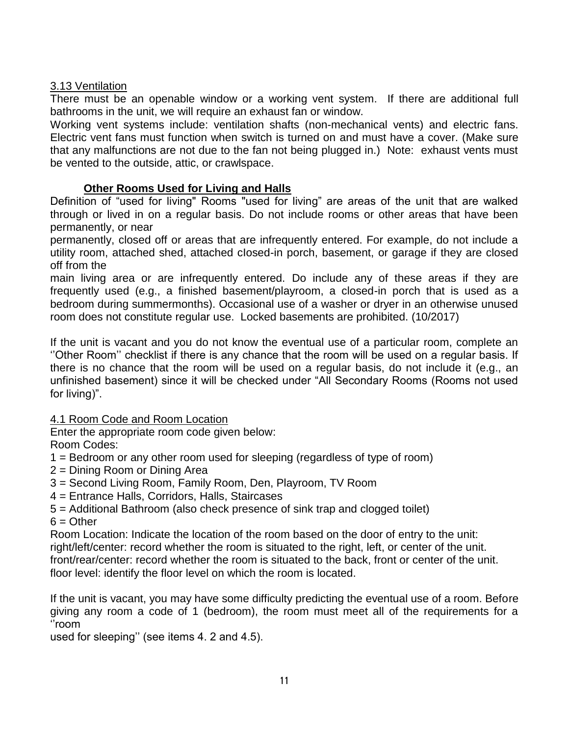3.13 Ventilation

There must be an openable window or a working vent system. If there are additional full bathrooms in the unit, we will require an exhaust fan or window.

Working vent systems include: ventilation shafts (non-mechanical vents) and electric fans. Electric vent fans must function when switch is turned on and must have a cover. (Make sure that any malfunctions are not due to the fan not being plugged in.) Note: exhaust vents must be vented to the outside, attic, or crawlspace.

## Other Rooms Used for Living and Halls

Definition of "used for living" Rooms "used for living" are areas of the unit that are walked through or lived in on a regular basis. Do not include rooms or other areas that have been permanently, or near permanently, closed off or areas that are infrequently entered. For example, do not include a utility room, attached shed, attached closed-in porch, basement, or garage if they are closed off from the main living area or are infrequently entered. Do include any of these areas if they are frequently used (e.g., a finished basement/playroom, a closed-in porch that is used as a bedroom during summermonths). Occasional use of a washer or dryer in an otherwise unused room does not constitute regular use. Locked basements are prohibited. (10/2017)

If the unit is vacant and you do not know the eventual use of a particular room, complete an ''Other Room'' checklist if there is any chance that the room will be used on a regular basis. If there is no chance that the room will be used on a regular basis, do not include it (e.g., an unfinished basement) since it will be checked under "All Secondary Rooms (Rooms not used for living)".

4.1 Room Code and Room Location

Enter the appropriate room code given below:

Room Codes:

1 = Bedroom or any other room used for sleeping (regardless of type of room)
2 = Dining Room or Dining Area
3 = Second Living Room, Family Room, Den, Playroom, TV Room
4 = Entrance Halls, Corridors, Halls, Staircases
5 = Additional Bathroom (also check presence of sink trap and clogged toilet)
6 = Other

Room Location: Indicate the location of the room based on the door of entry to the unit:
right/left/center: record whether the room is situated to the right, left, or center of the unit.
front/rear/center: record whether the room is situated to the back, front or center of the unit.
floor level: identify the floor level on which the room is located.

If the unit is vacant, you may have some difficulty predicting the eventual use of a room. Before giving any room a code of 1 (bedroom), the room must meet all of the requirements for a ''room used for sleeping'' (see items 4. 2 and 4.5).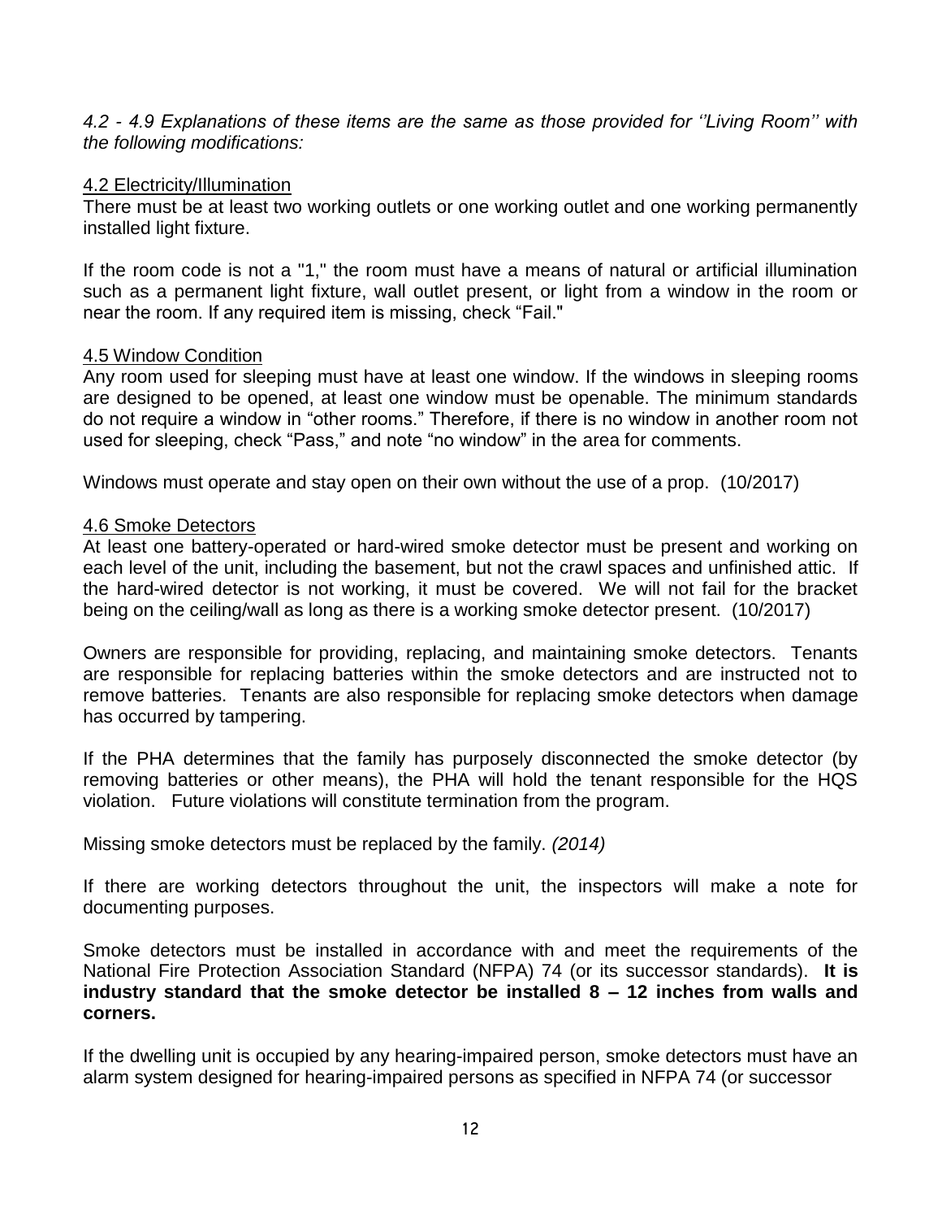*4.2 - 4.9 Explanations of these items are the same as those provided for ''Living Room'' with the following modifications:*

<u>4.2 Electricity/Illumination</u>

There must be at least two working outlets or one working outlet and one working permanently installed light fixture.

If the room code is not a "1," the room must have a means of natural or artificial illumination such as a permanent light fixture, wall outlet present, or light from a window in the room or near the room. If any required item is missing, check "Fail."

<u>4.5 Window Condition</u>

Any room used for sleeping must have at least one window. If the windows in sleeping rooms are designed to be opened, at least one window must be openable. The minimum standards do not require a window in "other rooms." Therefore, if there is no window in another room not used for sleeping, check "Pass," and note "no window" in the area for comments.

Windows must operate and stay open on their own without the use of a prop. (10/2017)

<u>4.6 Smoke Detectors</u>

At least one battery-operated or hard-wired smoke detector must be present and working on each level of the unit, including the basement, but not the crawl spaces and unfinished attic. If the hard-wired detector is not working, it must be covered. We will not fail for the bracket being on the ceiling/wall as long as there is a working smoke detector present. (10/2017)

Owners are responsible for providing, replacing, and maintaining smoke detectors. Tenants are responsible for replacing batteries within the smoke detectors and are instructed not to remove batteries. Tenants are also responsible for replacing smoke detectors when damage has occurred by tampering.

If the PHA determines that the family has purposely disconnected the smoke detector (by removing batteries or other means), the PHA will hold the tenant responsible for the HQS violation. Future violations will constitute termination from the program.

Missing smoke detectors must be replaced by the family. *(2014)*

If there are working detectors throughout the unit, the inspectors will make a note for documenting purposes.

Smoke detectors must be installed in accordance with and meet the requirements of the National Fire Protection Association Standard (NFPA) 74 (or its successor standards). **It is industry standard that the smoke detector be installed 8 – 12 inches from walls and corners.**

If the dwelling unit is occupied by any hearing-impaired person, smoke detectors must have an alarm system designed for hearing-impaired persons as specified in NFPA 74 (or successor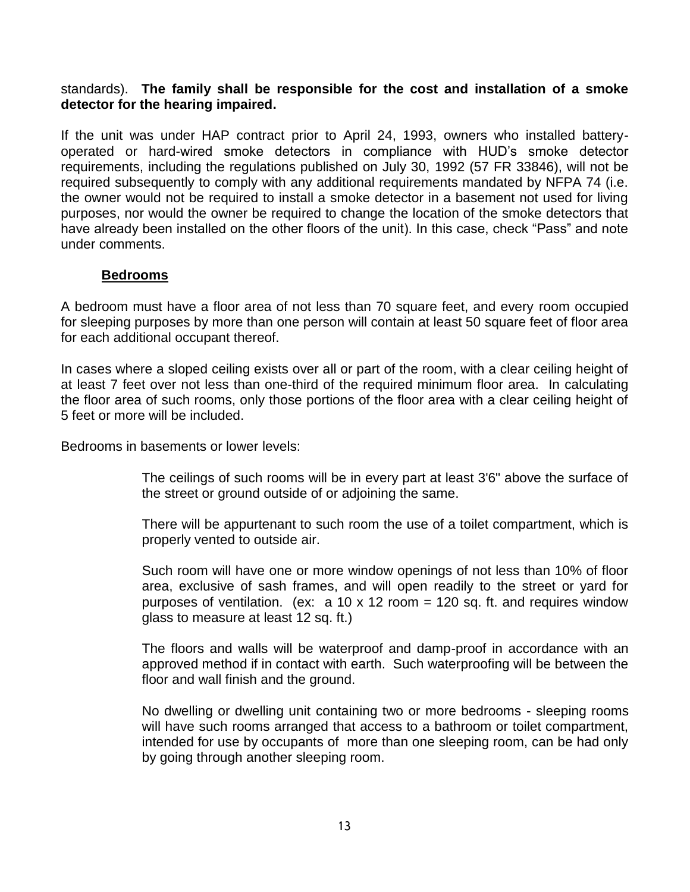standards). **The family shall be responsible for the cost and installation of a smoke detector for the hearing impaired.**

If the unit was under HAP contract prior to April 24, 1993, owners who installed battery-operated or hard-wired smoke detectors in compliance with HUD's smoke detector requirements, including the regulations published on July 30, 1992 (57 FR 33846), will not be required subsequently to comply with any additional requirements mandated by NFPA 74 (i.e. the owner would not be required to install a smoke detector in a basement not used for living purposes, nor would the owner be required to change the location of the smoke detectors that have already been installed on the other floors of the unit). In this case, check "Pass" and note under comments.

### Bedrooms

A bedroom must have a floor area of not less than 70 square feet, and every room occupied for sleeping purposes by more than one person will contain at least 50 square feet of floor area for each additional occupant thereof.

In cases where a sloped ceiling exists over all or part of the room, with a clear ceiling height of at least 7 feet over not less than one-third of the required minimum floor area. In calculating the floor area of such rooms, only those portions of the floor area with a clear ceiling height of 5 feet or more will be included.

Bedrooms in basements or lower levels:

> The ceilings of such rooms will be in every part at least 3'6" above the surface of the street or ground outside of or adjoining the same.
>
> There will be appurtenant to such room the use of a toilet compartment, which is properly vented to outside air.
>
> Such room will have one or more window openings of not less than 10% of floor area, exclusive of sash frames, and will open readily to the street or yard for purposes of ventilation. (ex: a 10 x 12 room = 120 sq. ft. and requires window glass to measure at least 12 sq. ft.)
>
> The floors and walls will be waterproof and damp-proof in accordance with an approved method if in contact with earth. Such waterproofing will be between the floor and wall finish and the ground.
>
> No dwelling or dwelling unit containing two or more bedrooms - sleeping rooms will have such rooms arranged that access to a bathroom or toilet compartment, intended for use by occupants of more than one sleeping room, can be had only by going through another sleeping room.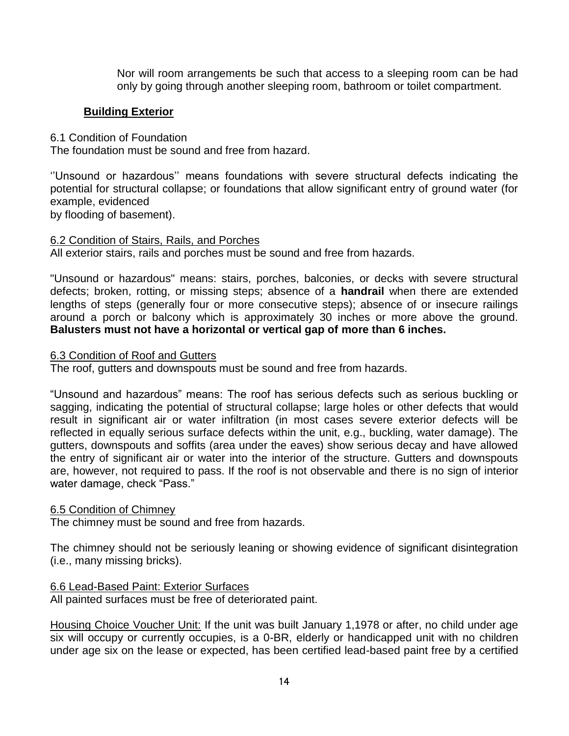Nor will room arrangements be such that access to a sleeping room can be had only by going through another sleeping room, bathroom or toilet compartment.

## Building Exterior

6.1 Condition of Foundation
The foundation must be sound and free from hazard.

''Unsound or hazardous'' means foundations with severe structural defects indicating the potential for structural collapse; or foundations that allow significant entry of ground water (for example, evidenced
by flooding of basement).

6.2 Condition of Stairs, Rails, and Porches
All exterior stairs, rails and porches must be sound and free from hazards.

"Unsound or hazardous" means: stairs, porches, balconies, or decks with severe structural defects; broken, rotting, or missing steps; absence of a **handrail** when there are extended lengths of steps (generally four or more consecutive steps); absence of or insecure railings around a porch or balcony which is approximately 30 inches or more above the ground. **Balusters must not have a horizontal or vertical gap of more than 6 inches.**

6.3 Condition of Roof and Gutters
The roof, gutters and downspouts must be sound and free from hazards.

"Unsound and hazardous" means: The roof has serious defects such as serious buckling or sagging, indicating the potential of structural collapse; large holes or other defects that would result in significant air or water infiltration (in most cases severe exterior defects will be reflected in equally serious surface defects within the unit, e.g., buckling, water damage). The gutters, downspouts and soffits (area under the eaves) show serious decay and have allowed the entry of significant air or water into the interior of the structure. Gutters and downspouts are, however, not required to pass. If the roof is not observable and there is no sign of interior water damage, check "Pass."

6.5 Condition of Chimney
The chimney must be sound and free from hazards.

The chimney should not be seriously leaning or showing evidence of significant disintegration (i.e., many missing bricks).

6.6 Lead-Based Paint: Exterior Surfaces
All painted surfaces must be free of deteriorated paint.

Housing Choice Voucher Unit: If the unit was built January 1,1978 or after, no child under age six will occupy or currently occupies, is a 0-BR, elderly or handicapped unit with no children under age six on the lease or expected, has been certified lead-based paint free by a certified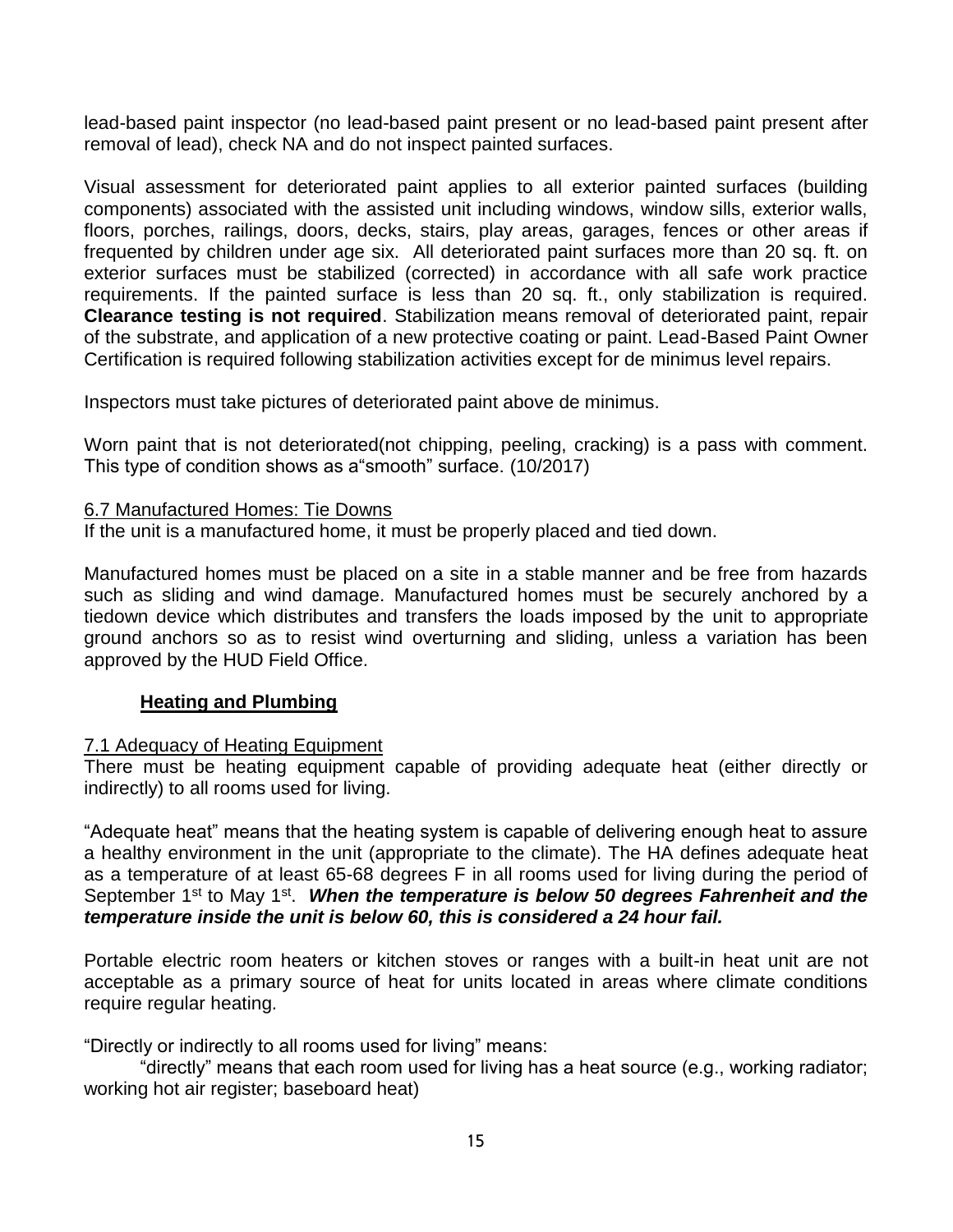lead-based paint inspector (no lead-based paint present or no lead-based paint present after removal of lead), check NA and do not inspect painted surfaces.

Visual assessment for deteriorated paint applies to all exterior painted surfaces (building components) associated with the assisted unit including windows, window sills, exterior walls, floors, porches, railings, doors, decks, stairs, play areas, garages, fences or other areas if frequented by children under age six. All deteriorated paint surfaces more than 20 sq. ft. on exterior surfaces must be stabilized (corrected) in accordance with all safe work practice requirements. If the painted surface is less than 20 sq. ft., only stabilization is required. **Clearance testing is not required**. Stabilization means removal of deteriorated paint, repair of the substrate, and application of a new protective coating or paint. Lead-Based Paint Owner Certification is required following stabilization activities except for de minimus level repairs.

Inspectors must take pictures of deteriorated paint above de minimus.

Worn paint that is not deteriorated(not chipping, peeling, cracking) is a pass with comment. This type of condition shows as a"smooth" surface. (10/2017)

6.7 Manufactured Homes: Tie Downs

If the unit is a manufactured home, it must be properly placed and tied down.

Manufactured homes must be placed on a site in a stable manner and be free from hazards such as sliding and wind damage. Manufactured homes must be securely anchored by a tiedown device which distributes and transfers the loads imposed by the unit to appropriate ground anchors so as to resist wind overturning and sliding, unless a variation has been approved by the HUD Field Office.

## Heating and Plumbing

7.1 Adequacy of Heating Equipment

There must be heating equipment capable of providing adequate heat (either directly or indirectly) to all rooms used for living.

"Adequate heat" means that the heating system is capable of delivering enough heat to assure a healthy environment in the unit (appropriate to the climate). The HA defines adequate heat as a temperature of at least 65-68 degrees F in all rooms used for living during the period of September 1st to May 1st. ***When the temperature is below 50 degrees Fahrenheit and the temperature inside the unit is below 60, this is considered a 24 hour fail.***

Portable electric room heaters or kitchen stoves or ranges with a built-in heat unit are not acceptable as a primary source of heat for units located in areas where climate conditions require regular heating.

"Directly or indirectly to all rooms used for living" means:

"directly" means that each room used for living has a heat source (e.g., working radiator; working hot air register; baseboard heat)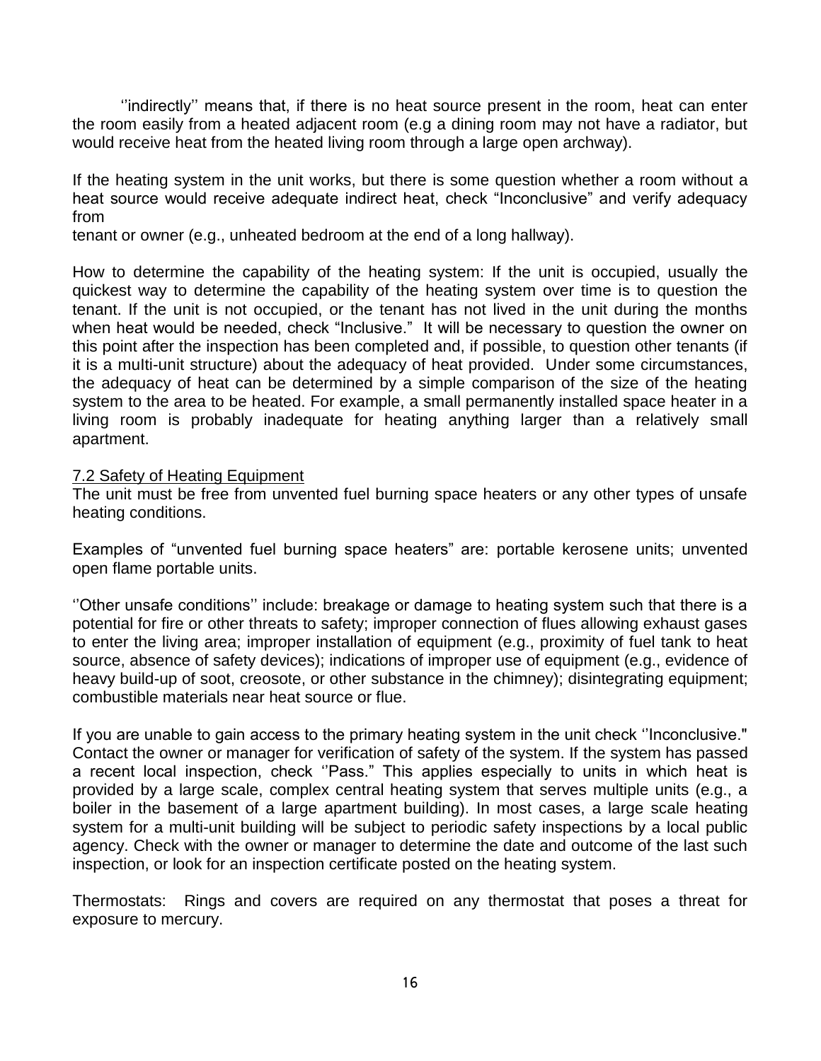''indirectly'' means that, if there is no heat source present in the room, heat can enter the room easily from a heated adjacent room (e.g a dining room may not have a radiator, but would receive heat from the heated living room through a large open archway).

If the heating system in the unit works, but there is some question whether a room without a heat source would receive adequate indirect heat, check "Inconclusive" and verify adequacy from
tenant or owner (e.g., unheated bedroom at the end of a long hallway).

How to determine the capability of the heating system: If the unit is occupied, usually the quickest way to determine the capability of the heating system over time is to question the tenant. If the unit is not occupied, or the tenant has not lived in the unit during the months when heat would be needed, check "Inclusive." It will be necessary to question the owner on this point after the inspection has been completed and, if possible, to question other tenants (if it is a multi-unit structure) about the adequacy of heat provided. Under some circumstances, the adequacy of heat can be determined by a simple comparison of the size of the heating system to the area to be heated. For example, a small permanently installed space heater in a living room is probably inadequate for heating anything larger than a relatively small apartment.

<u>7.2 Safety of Heating Equipment</u>

The unit must be free from unvented fuel burning space heaters or any other types of unsafe heating conditions.

Examples of "unvented fuel burning space heaters" are: portable kerosene units; unvented open flame portable units.

''Other unsafe conditions'' include: breakage or damage to heating system such that there is a potential for fire or other threats to safety; improper connection of flues allowing exhaust gases to enter the living area; improper installation of equipment (e.g., proximity of fuel tank to heat source, absence of safety devices); indications of improper use of equipment (e.g., evidence of heavy build-up of soot, creosote, or other substance in the chimney); disintegrating equipment; combustible materials near heat source or flue.

If you are unable to gain access to the primary heating system in the unit check ''Inconclusive." Contact the owner or manager for verification of safety of the system. If the system has passed a recent local inspection, check ''Pass." This applies especially to units in which heat is provided by a large scale, complex central heating system that serves multiple units (e.g., a boiler in the basement of a large apartment building). In most cases, a large scale heating system for a multi-unit building will be subject to periodic safety inspections by a local public agency. Check with the owner or manager to determine the date and outcome of the last such inspection, or look for an inspection certificate posted on the heating system.

Thermostats: Rings and covers are required on any thermostat that poses a threat for exposure to mercury.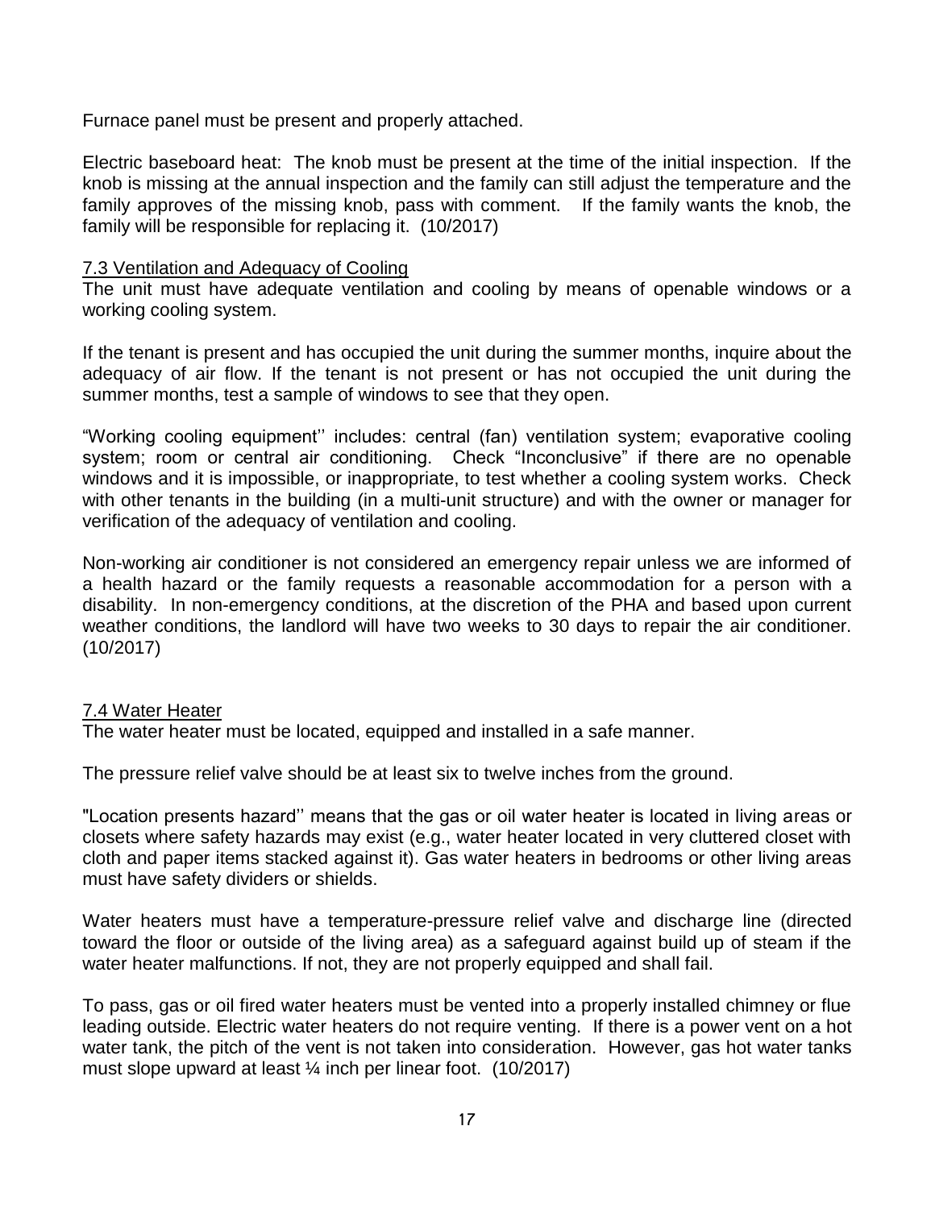Furnace panel must be present and properly attached.

Electric baseboard heat: The knob must be present at the time of the initial inspection. If the knob is missing at the annual inspection and the family can still adjust the temperature and the family approves of the missing knob, pass with comment. If the family wants the knob, the family will be responsible for replacing it. (10/2017)

### 7.3 Ventilation and Adequacy of Cooling

The unit must have adequate ventilation and cooling by means of openable windows or a working cooling system.

If the tenant is present and has occupied the unit during the summer months, inquire about the adequacy of air flow. If the tenant is not present or has not occupied the unit during the summer months, test a sample of windows to see that they open.

"Working cooling equipment'' includes: central (fan) ventilation system; evaporative cooling system; room or central air conditioning. Check "Inconclusive" if there are no openable windows and it is impossible, or inappropriate, to test whether a cooling system works. Check with other tenants in the building (in a multi-unit structure) and with the owner or manager for verification of the adequacy of ventilation and cooling.

Non-working air conditioner is not considered an emergency repair unless we are informed of a health hazard or the family requests a reasonable accommodation for a person with a disability. In non-emergency conditions, at the discretion of the PHA and based upon current weather conditions, the landlord will have two weeks to 30 days to repair the air conditioner. (10/2017)

### 7.4 Water Heater

The water heater must be located, equipped and installed in a safe manner.

The pressure relief valve should be at least six to twelve inches from the ground.

"Location presents hazard'' means that the gas or oil water heater is located in living areas or closets where safety hazards may exist (e.g., water heater located in very cluttered closet with cloth and paper items stacked against it). Gas water heaters in bedrooms or other living areas must have safety dividers or shields.

Water heaters must have a temperature-pressure relief valve and discharge line (directed toward the floor or outside of the living area) as a safeguard against build up of steam if the water heater malfunctions. If not, they are not properly equipped and shall fail.

To pass, gas or oil fired water heaters must be vented into a properly installed chimney or flue leading outside. Electric water heaters do not require venting. If there is a power vent on a hot water tank, the pitch of the vent is not taken into consideration. However, gas hot water tanks must slope upward at least ¼ inch per linear foot. (10/2017)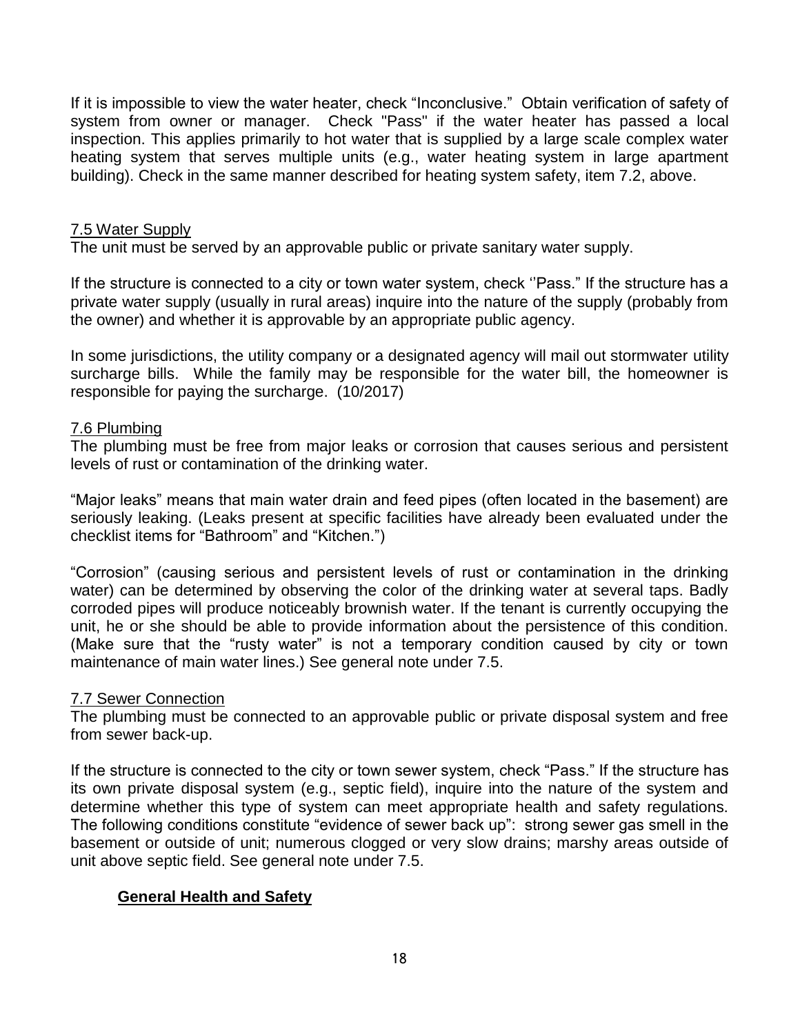If it is impossible to view the water heater, check "Inconclusive." Obtain verification of safety of system from owner or manager. Check "Pass" if the water heater has passed a local inspection. This applies primarily to hot water that is supplied by a large scale complex water heating system that serves multiple units (e.g., water heating system in large apartment building). Check in the same manner described for heating system safety, item 7.2, above.

### 7.5 Water Supply

The unit must be served by an approvable public or private sanitary water supply.

If the structure is connected to a city or town water system, check ''Pass." If the structure has a private water supply (usually in rural areas) inquire into the nature of the supply (probably from the owner) and whether it is approvable by an appropriate public agency.

In some jurisdictions, the utility company or a designated agency will mail out stormwater utility surcharge bills. While the family may be responsible for the water bill, the homeowner is responsible for paying the surcharge. (10/2017)

### 7.6 Plumbing

The plumbing must be free from major leaks or corrosion that causes serious and persistent levels of rust or contamination of the drinking water.

"Major leaks" means that main water drain and feed pipes (often located in the basement) are seriously leaking. (Leaks present at specific facilities have already been evaluated under the checklist items for "Bathroom" and "Kitchen.")

"Corrosion" (causing serious and persistent levels of rust or contamination in the drinking water) can be determined by observing the color of the drinking water at several taps. Badly corroded pipes will produce noticeably brownish water. If the tenant is currently occupying the unit, he or she should be able to provide information about the persistence of this condition. (Make sure that the "rusty water" is not a temporary condition caused by city or town maintenance of main water lines.) See general note under 7.5.

### 7.7 Sewer Connection

The plumbing must be connected to an approvable public or private disposal system and free from sewer back-up.

If the structure is connected to the city or town sewer system, check "Pass." If the structure has its own private disposal system (e.g., septic field), inquire into the nature of the system and determine whether this type of system can meet appropriate health and safety regulations. The following conditions constitute "evidence of sewer back up": strong sewer gas smell in the basement or outside of unit; numerous clogged or very slow drains; marshy areas outside of unit above septic field. See general note under 7.5.

## General Health and Safety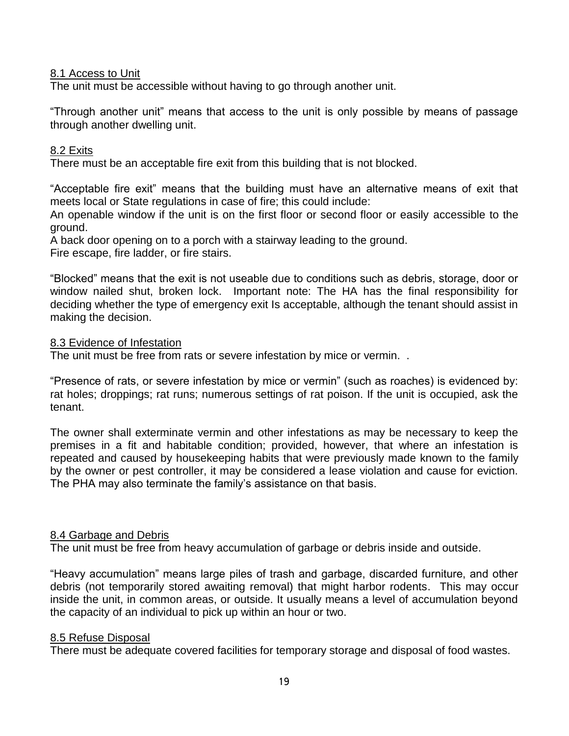8.1 Access to Unit

The unit must be accessible without having to go through another unit.

"Through another unit" means that access to the unit is only possible by means of passage through another dwelling unit.

8.2 Exits

There must be an acceptable fire exit from this building that is not blocked.

"Acceptable fire exit" means that the building must have an alternative means of exit that meets local or State regulations in case of fire; this could include:

An openable window if the unit is on the first floor or second floor or easily accessible to the ground.

A back door opening on to a porch with a stairway leading to the ground.

Fire escape, fire ladder, or fire stairs.

"Blocked" means that the exit is not useable due to conditions such as debris, storage, door or window nailed shut, broken lock. Important note: The HA has the final responsibility for deciding whether the type of emergency exit Is acceptable, although the tenant should assist in making the decision.

8.3 Evidence of Infestation

The unit must be free from rats or severe infestation by mice or vermin. .

"Presence of rats, or severe infestation by mice or vermin" (such as roaches) is evidenced by: rat holes; droppings; rat runs; numerous settings of rat poison. If the unit is occupied, ask the tenant.

The owner shall exterminate vermin and other infestations as may be necessary to keep the premises in a fit and habitable condition; provided, however, that where an infestation is repeated and caused by housekeeping habits that were previously made known to the family by the owner or pest controller, it may be considered a lease violation and cause for eviction. The PHA may also terminate the family's assistance on that basis.

8.4 Garbage and Debris

The unit must be free from heavy accumulation of garbage or debris inside and outside.

"Heavy accumulation" means large piles of trash and garbage, discarded furniture, and other debris (not temporarily stored awaiting removal) that might harbor rodents. This may occur inside the unit, in common areas, or outside. It usually means a level of accumulation beyond the capacity of an individual to pick up within an hour or two.

8.5 Refuse Disposal

There must be adequate covered facilities for temporary storage and disposal of food wastes.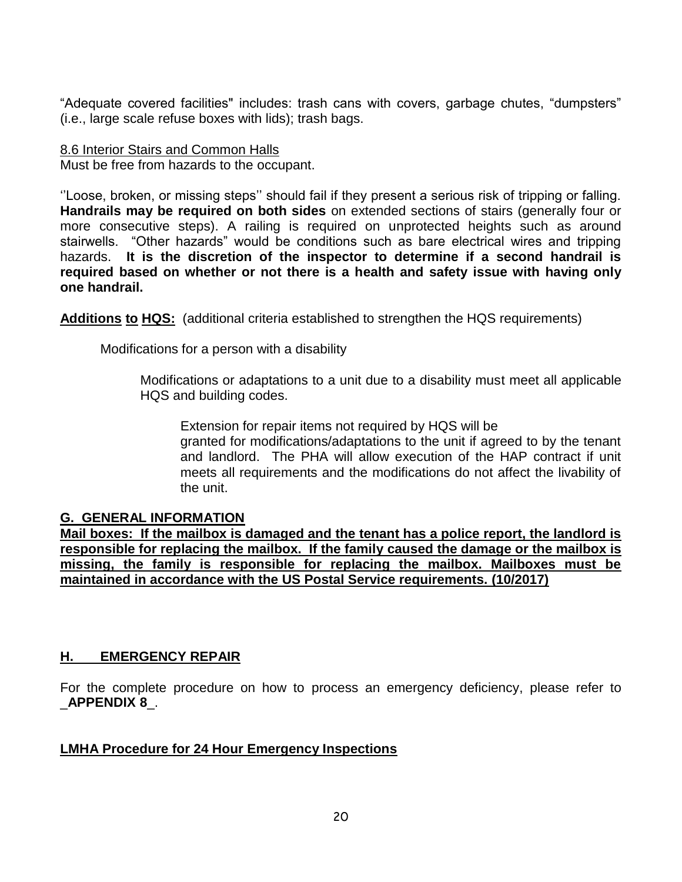"Adequate covered facilities" includes: trash cans with covers, garbage chutes, "dumpsters" (i.e., large scale refuse boxes with lids); trash bags.

8.6 Interior Stairs and Common Halls
Must be free from hazards to the occupant.

''Loose, broken, or missing steps'' should fail if they present a serious risk of tripping or falling. **Handrails may be required on both sides** on extended sections of stairs (generally four or more consecutive steps). A railing is required on unprotected heights such as around stairwells. "Other hazards" would be conditions such as bare electrical wires and tripping hazards. **It is the discretion of the inspector to determine if a second handrail is required based on whether or not there is a health and safety issue with having only one handrail.**

**Additions to HQS:** (additional criteria established to strengthen the HQS requirements)

Modifications for a person with a disability

Modifications or adaptations to a unit due to a disability must meet all applicable HQS and building codes.

Extension for repair items not required by HQS will be granted for modifications/adaptations to the unit if agreed to by the tenant and landlord. The PHA will allow execution of the HAP contract if unit meets all requirements and the modifications do not affect the livability of the unit.

## G. GENERAL INFORMATION

**Mail boxes: If the mailbox is damaged and the tenant has a police report, the landlord is responsible for replacing the mailbox. If the family caused the damage or the mailbox is missing, the family is responsible for replacing the mailbox. Mailboxes must be maintained in accordance with the US Postal Service requirements. (10/2017)**

## H. EMERGENCY REPAIR

For the complete procedure on how to process an emergency deficiency, please refer to _**APPENDIX 8**_.

**LMHA Procedure for 24 Hour Emergency Inspections**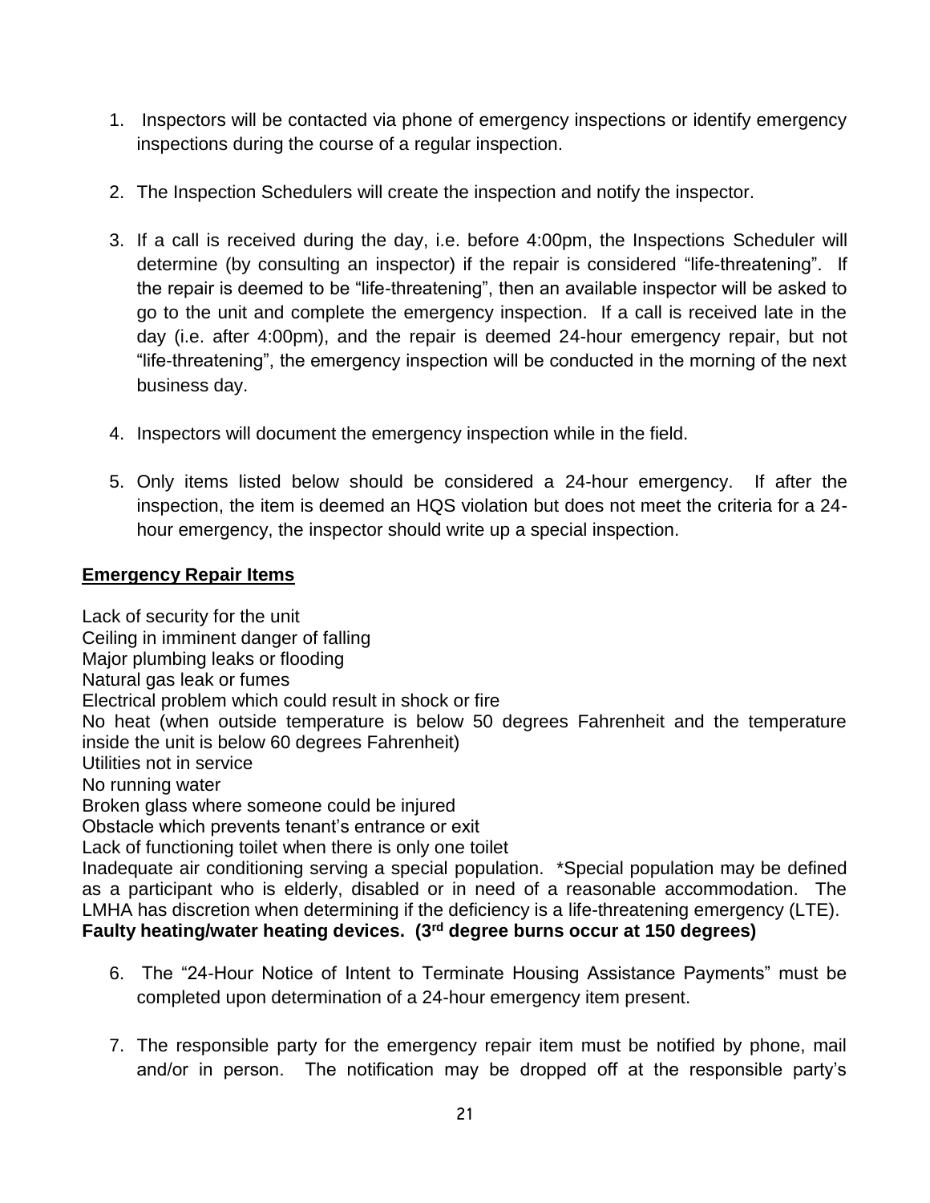1. Inspectors will be contacted via phone of emergency inspections or identify emergency inspections during the course of a regular inspection.

2. The Inspection Schedulers will create the inspection and notify the inspector.

3. If a call is received during the day, i.e. before 4:00pm, the Inspections Scheduler will determine (by consulting an inspector) if the repair is considered "life-threatening". If the repair is deemed to be "life-threatening", then an available inspector will be asked to go to the unit and complete the emergency inspection. If a call is received late in the day (i.e. after 4:00pm), and the repair is deemed 24-hour emergency repair, but not "life-threatening", the emergency inspection will be conducted in the morning of the next business day.

4. Inspectors will document the emergency inspection while in the field.

5. Only items listed below should be considered a 24-hour emergency. If after the inspection, the item is deemed an HQS violation but does not meet the criteria for a 24-hour emergency, the inspector should write up a special inspection.

**<u>Emergency Repair Items</u>**

Lack of security for the unit
Ceiling in imminent danger of falling
Major plumbing leaks or flooding
Natural gas leak or fumes
Electrical problem which could result in shock or fire
No heat (when outside temperature is below 50 degrees Fahrenheit and the temperature inside the unit is below 60 degrees Fahrenheit)
Utilities not in service
No running water
Broken glass where someone could be injured
Obstacle which prevents tenant's entrance or exit
Lack of functioning toilet when there is only one toilet
Inadequate air conditioning serving a special population. *Special population may be defined as a participant who is elderly, disabled or in need of a reasonable accommodation. The LMHA has discretion when determining if the deficiency is a life-threatening emergency (LTE).
**Faulty heating/water heating devices. (3rd degree burns occur at 150 degrees)**

6. The "24-Hour Notice of Intent to Terminate Housing Assistance Payments" must be completed upon determination of a 24-hour emergency item present.

7. The responsible party for the emergency repair item must be notified by phone, mail and/or in person. The notification may be dropped off at the responsible party's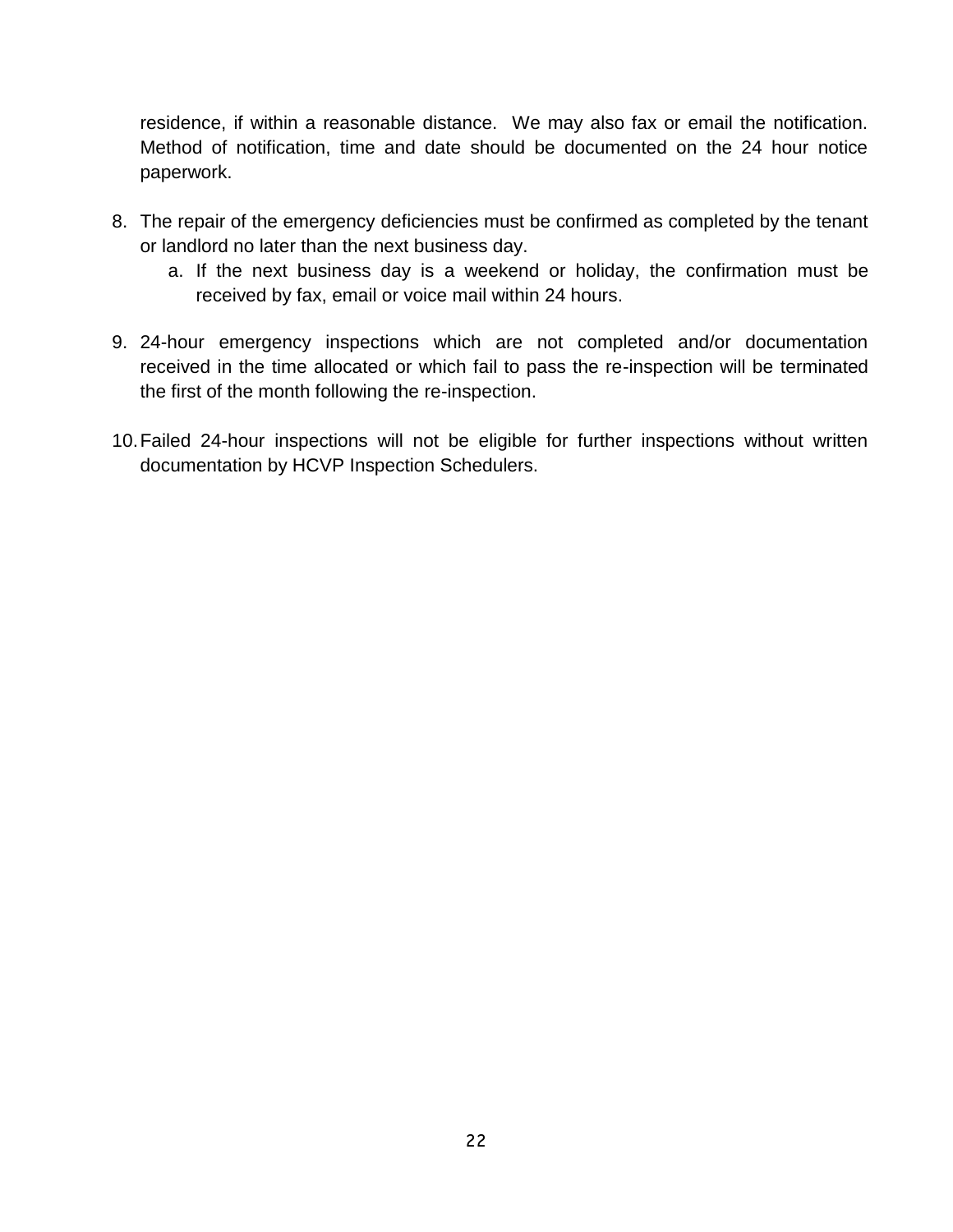residence, if within a reasonable distance. We may also fax or email the notification. Method of notification, time and date should be documented on the 24 hour notice paperwork.

8. The repair of the emergency deficiencies must be confirmed as completed by the tenant or landlord no later than the next business day.
    a. If the next business day is a weekend or holiday, the confirmation must be received by fax, email or voice mail within 24 hours.

9. 24-hour emergency inspections which are not completed and/or documentation received in the time allocated or which fail to pass the re-inspection will be terminated the first of the month following the re-inspection.

10. Failed 24-hour inspections will not be eligible for further inspections without written documentation by HCVP Inspection Schedulers.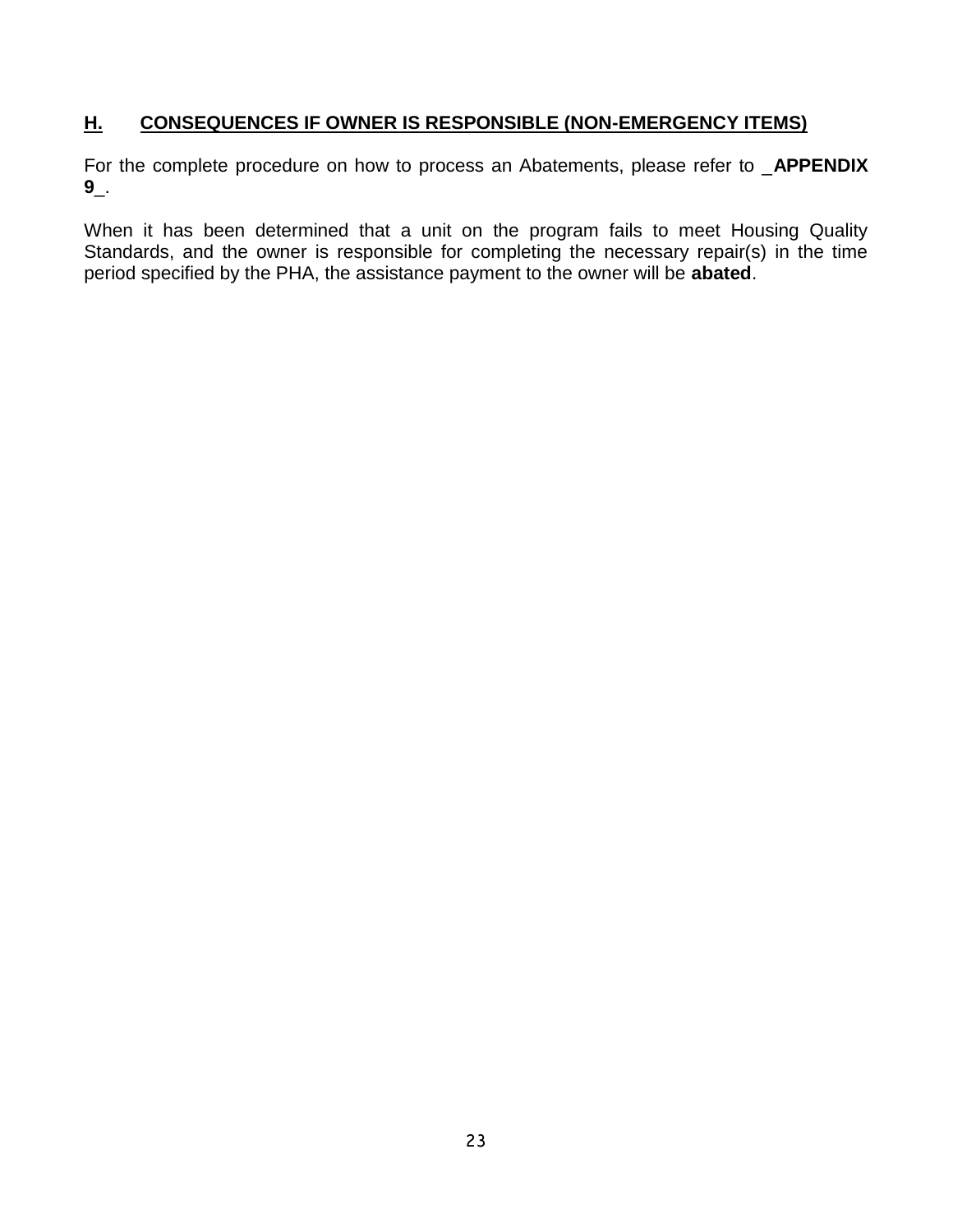## H. CONSEQUENCES IF OWNER IS RESPONSIBLE (NON-EMERGENCY ITEMS)

For the complete procedure on how to process an Abatements, please refer to _**APPENDIX 9**_.

When it has been determined that a unit on the program fails to meet Housing Quality Standards, and the owner is responsible for completing the necessary repair(s) in the time period specified by the PHA, the assistance payment to the owner will be **abated**.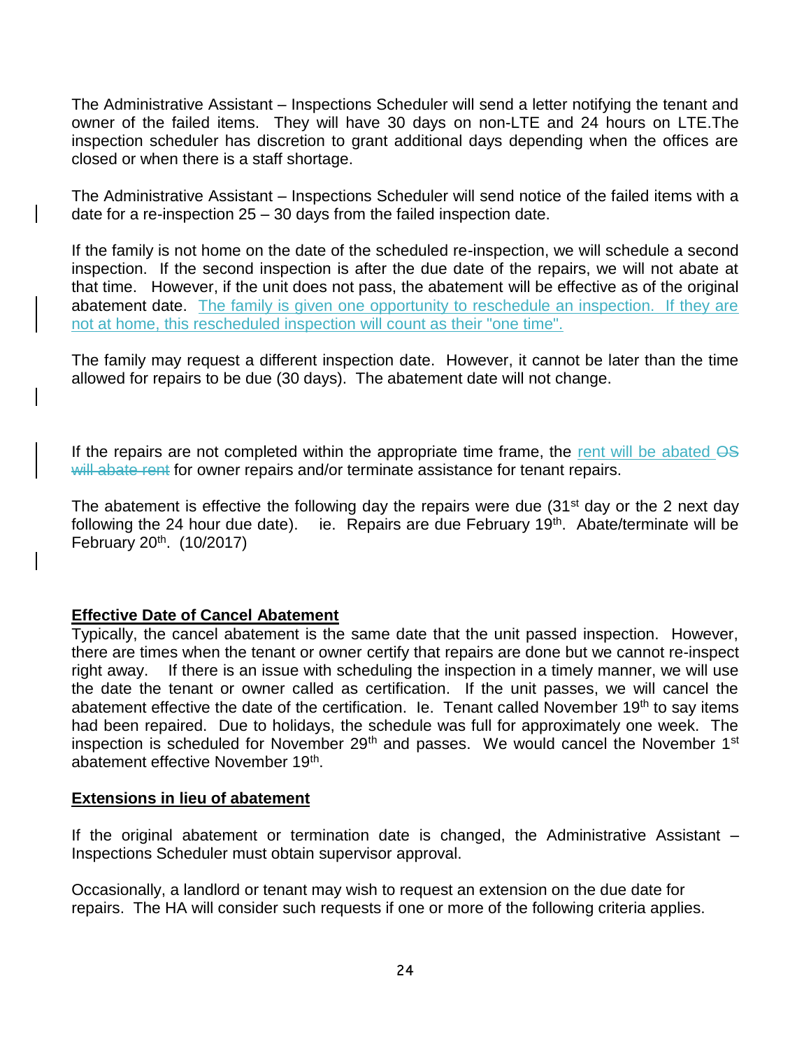The Administrative Assistant – Inspections Scheduler will send a letter notifying the tenant and owner of the failed items. They will have 30 days on non-LTE and 24 hours on LTE.The inspection scheduler has discretion to grant additional days depending when the offices are closed or when there is a staff shortage.

The Administrative Assistant – Inspections Scheduler will send notice of the failed items with a date for a re-inspection 25 – 30 days from the failed inspection date.

If the family is not home on the date of the scheduled re-inspection, we will schedule a second inspection. If the second inspection is after the due date of the repairs, we will not abate at that time. However, if the unit does not pass, the abatement will be effective as of the original abatement date. The family is given one opportunity to reschedule an inspection. If they are not at home, this rescheduled inspection will count as their "one time".

The family may request a different inspection date. However, it cannot be later than the time allowed for repairs to be due (30 days). The abatement date will not change.

If the repairs are not completed within the appropriate time frame, the rent will be abated ~~OS will abate rent~~ for owner repairs and/or terminate assistance for tenant repairs.

The abatement is effective the following day the repairs were due (31st day or the 2 next day following the 24 hour due date). ie. Repairs are due February 19th. Abate/terminate will be February 20th. (10/2017)

**Effective Date of Cancel Abatement**

Typically, the cancel abatement is the same date that the unit passed inspection. However, there are times when the tenant or owner certify that repairs are done but we cannot re-inspect right away. If there is an issue with scheduling the inspection in a timely manner, we will use the date the tenant or owner called as certification. If the unit passes, we will cancel the abatement effective the date of the certification. Ie. Tenant called November 19th to say items had been repaired. Due to holidays, the schedule was full for approximately one week. The inspection is scheduled for November 29th and passes. We would cancel the November 1st abatement effective November 19th.

**Extensions in lieu of abatement**

If the original abatement or termination date is changed, the Administrative Assistant – Inspections Scheduler must obtain supervisor approval.

Occasionally, a landlord or tenant may wish to request an extension on the due date for repairs. The HA will consider such requests if one or more of the following criteria applies.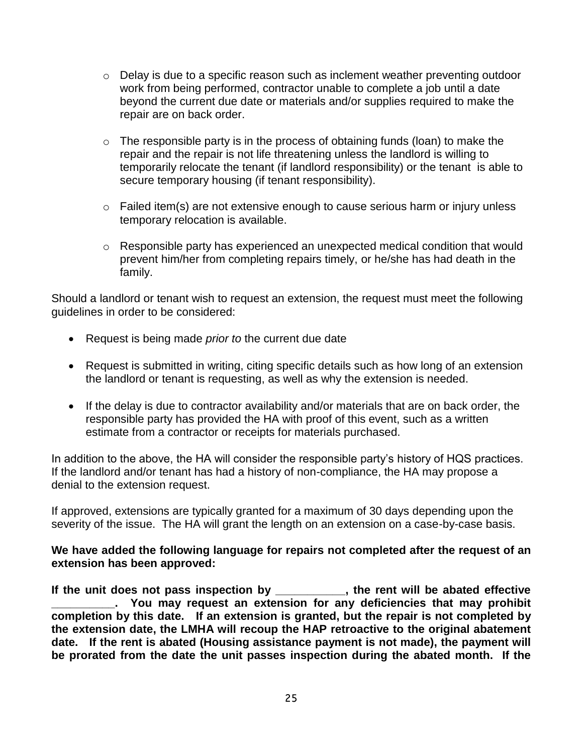- Delay is due to a specific reason such as inclement weather preventing outdoor work from being performed, contractor unable to complete a job until a date beyond the current due date or materials and/or supplies required to make the repair are on back order.

- The responsible party is in the process of obtaining funds (loan) to make the repair and the repair is not life threatening unless the landlord is willing to temporarily relocate the tenant (if landlord responsibility) or the tenant is able to secure temporary housing (if tenant responsibility).

- Failed item(s) are not extensive enough to cause serious harm or injury unless temporary relocation is available.

- Responsible party has experienced an unexpected medical condition that would prevent him/her from completing repairs timely, or he/she has had death in the family.

Should a landlord or tenant wish to request an extension, the request must meet the following guidelines in order to be considered:

- Request is being made *prior to* the current due date

- Request is submitted in writing, citing specific details such as how long of an extension the landlord or tenant is requesting, as well as why the extension is needed.

- If the delay is due to contractor availability and/or materials that are on back order, the responsible party has provided the HA with proof of this event, such as a written estimate from a contractor or receipts for materials purchased.

In addition to the above, the HA will consider the responsible party's history of HQS practices. If the landlord and/or tenant has had a history of non-compliance, the HA may propose a denial to the extension request.

If approved, extensions are typically granted for a maximum of 30 days depending upon the severity of the issue. The HA will grant the length on an extension on a case-by-case basis.

**We have added the following language for repairs not completed after the request of an extension has been approved:**

**If the unit does not pass inspection by ___________, the rent will be abated effective __________. You may request an extension for any deficiencies that may prohibit completion by this date. If an extension is granted, but the repair is not completed by the extension date, the LMHA will recoup the HAP retroactive to the original abatement date. If the rent is abated (Housing assistance payment is not made), the payment will be prorated from the date the unit passes inspection during the abated month. If the**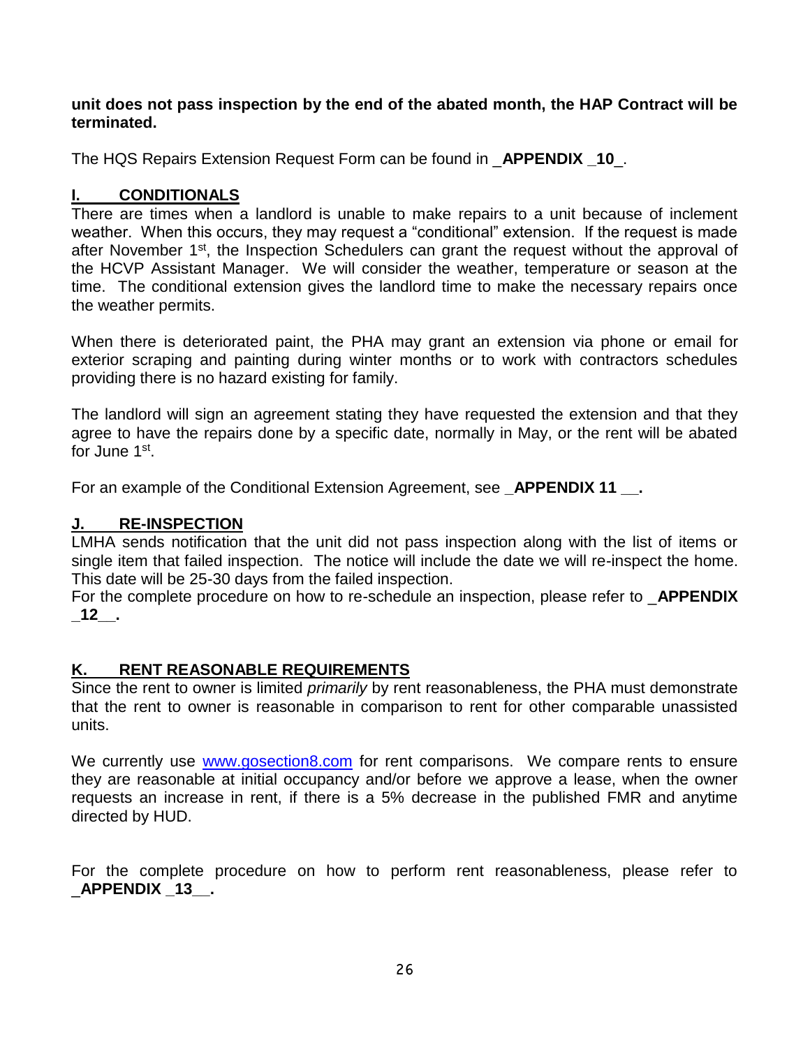**unit does not pass inspection by the end of the abated month, the HAP Contract will be terminated.**

The HQS Repairs Extension Request Form can be found in _**APPENDIX _10_**.

## I. CONDITIONALS

There are times when a landlord is unable to make repairs to a unit because of inclement weather. When this occurs, they may request a "conditional" extension. If the request is made after November 1st, the Inspection Schedulers can grant the request without the approval of the HCVP Assistant Manager. We will consider the weather, temperature or season at the time. The conditional extension gives the landlord time to make the necessary repairs once the weather permits.

When there is deteriorated paint, the PHA may grant an extension via phone or email for exterior scraping and painting during winter months or to work with contractors schedules providing there is no hazard existing for family.

The landlord will sign an agreement stating they have requested the extension and that they agree to have the repairs done by a specific date, normally in May, or the rent will be abated for June 1st.

For an example of the Conditional Extension Agreement, see _**APPENDIX 11 __.**

## J. RE-INSPECTION

LMHA sends notification that the unit did not pass inspection along with the list of items or single item that failed inspection. The notice will include the date we will re-inspect the home. This date will be 25-30 days from the failed inspection.

For the complete procedure on how to re-schedule an inspection, please refer to _**APPENDIX _12__.**

## K. RENT REASONABLE REQUIREMENTS

Since the rent to owner is limited *primarily* by rent reasonableness, the PHA must demonstrate that the rent to owner is reasonable in comparison to rent for other comparable unassisted units.

We currently use [www.gosection8.com](http://www.gosection8.com) for rent comparisons. We compare rents to ensure they are reasonable at initial occupancy and/or before we approve a lease, when the owner requests an increase in rent, if there is a 5% decrease in the published FMR and anytime directed by HUD.

For the complete procedure on how to perform rent reasonableness, please refer to _**APPENDIX _13__.**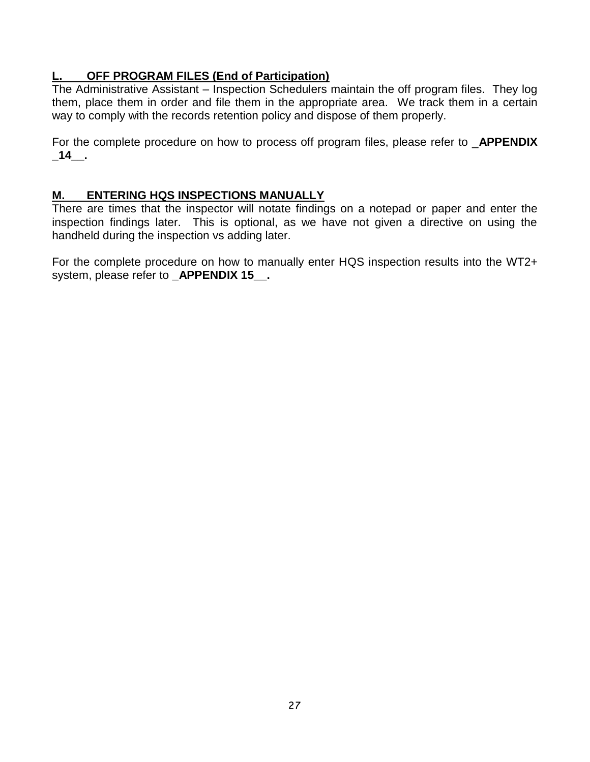## L. OFF PROGRAM FILES (End of Participation)

The Administrative Assistant – Inspection Schedulers maintain the off program files. They log them, place them in order and file them in the appropriate area. We track them in a certain way to comply with the records retention policy and dispose of them properly.

For the complete procedure on how to process off program files, please refer to _**APPENDIX _14__.**

## M. ENTERING HQS INSPECTIONS MANUALLY

There are times that the inspector will notate findings on a notepad or paper and enter the inspection findings later. This is optional, as we have not given a directive on using the handheld during the inspection vs adding later.

For the complete procedure on how to manually enter HQS inspection results into the WT2+ system, please refer to _**APPENDIX 15__.**